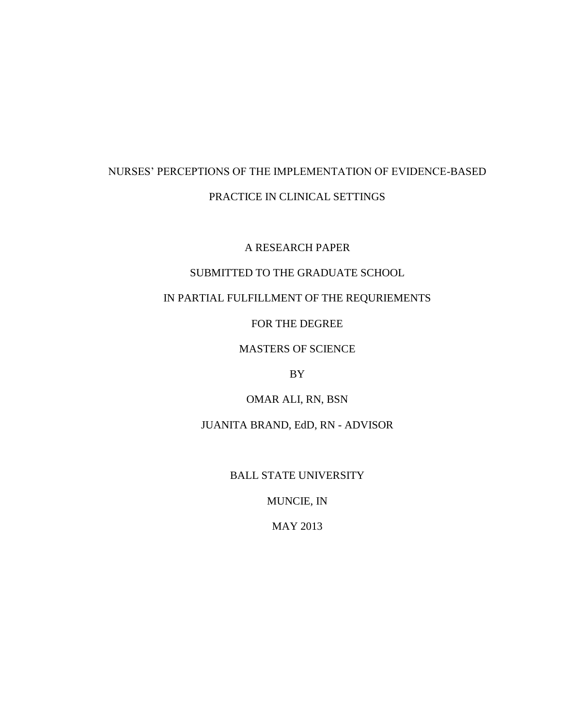# NURSES' PERCEPTIONS OF THE IMPLEMENTATION OF EVIDENCE-BASED PRACTICE IN CLINICAL SETTINGS

A RESEARCH PAPER

SUBMITTED TO THE GRADUATE SCHOOL

IN PARTIAL FULFILLMENT OF THE REQURIEMENTS

FOR THE DEGREE

MASTERS OF SCIENCE

BY

OMAR ALI, RN, BSN

JUANITA BRAND, EdD, RN - ADVISOR

BALL STATE UNIVERSITY

MUNCIE, IN

MAY 2013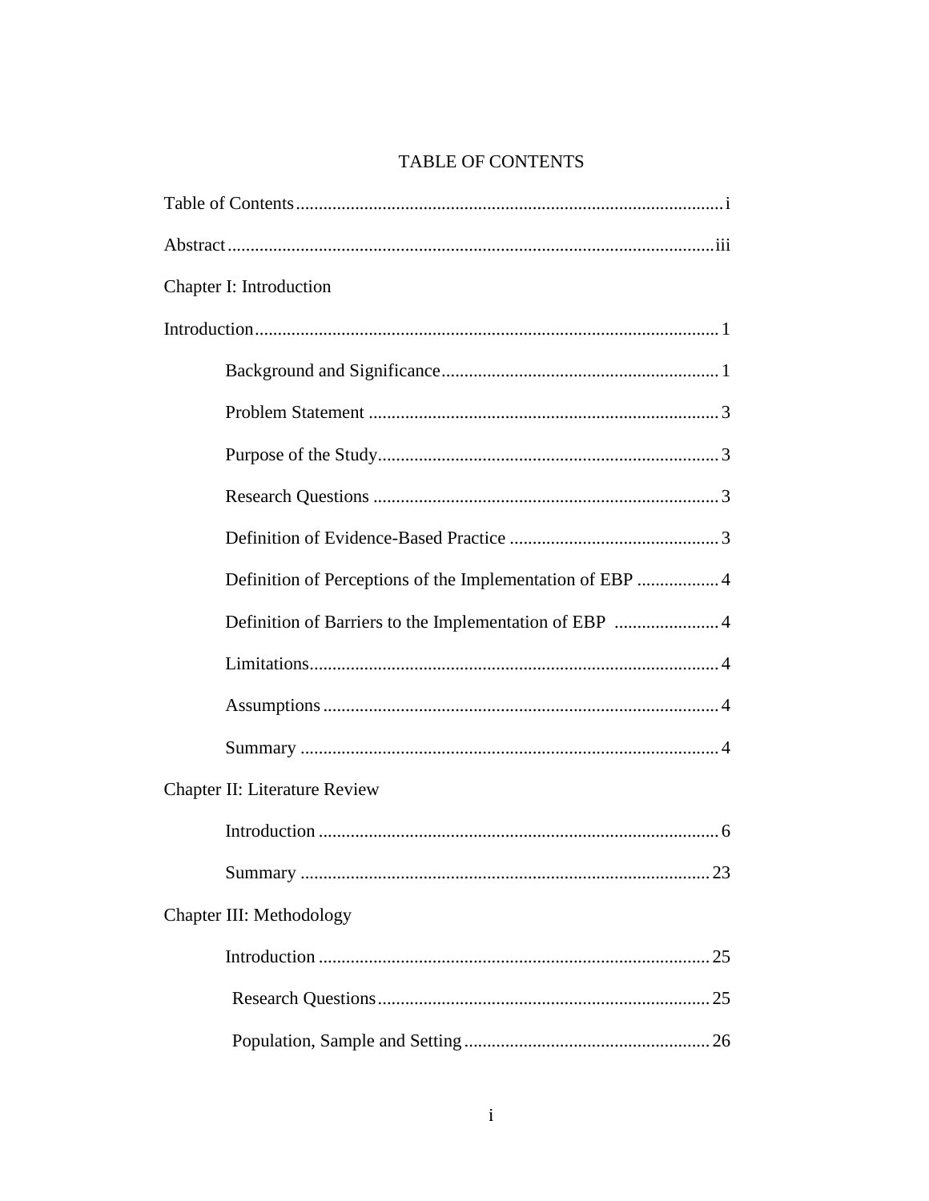# TABLE OF CONTENTS

Table of Contents .......... i

Abstract .......... iii

Chapter I: Introduction

Introduction .......... 1

- Background and Significance .......... 1
- Problem Statement .......... 3
- Purpose of the Study .......... 3
- Research Questions .......... 3
- Definition of Evidence-Based Practice .......... 3
- Definition of Perceptions of the Implementation of EBP .......... 4
- Definition of Barriers to the Implementation of EBP .......... 4
- Limitations .......... 4
- Assumptions .......... 4
- Summary .......... 4

Chapter II: Literature Review

- Introduction .......... 6
- Summary .......... 23

Chapter III: Methodology

- Introduction .......... 25
- Research Questions .......... 25
- Population, Sample and Setting .......... 26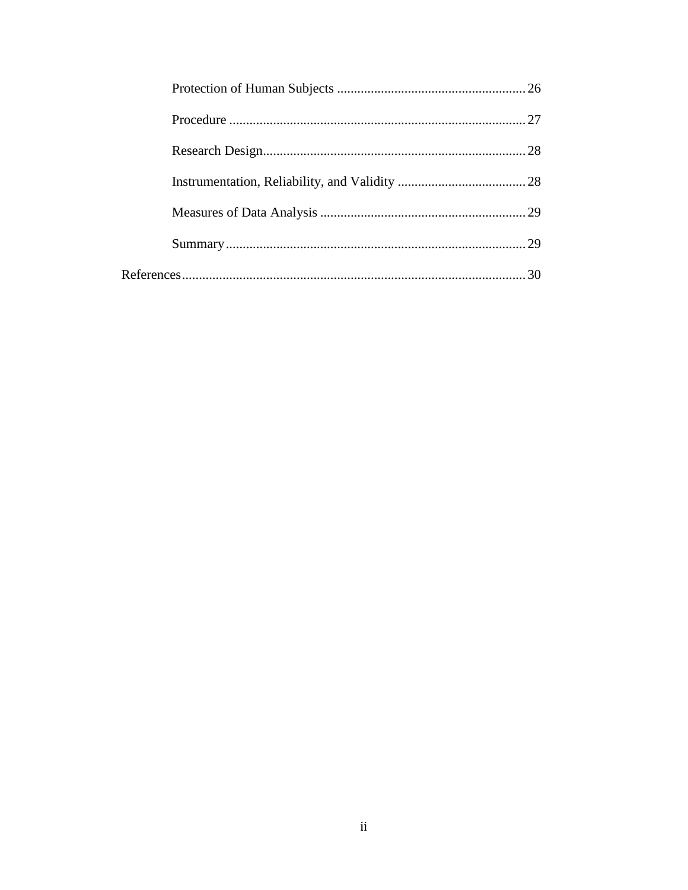Protection of Human Subjects ........................................................ 26

Procedure ........................................................................................ 27

Research Design.............................................................................. 28

Instrumentation, Reliability, and Validity ...................................... 28

Measures of Data Analysis ............................................................. 29

Summary.......................................................................................... 29

References...................................................................................................... 30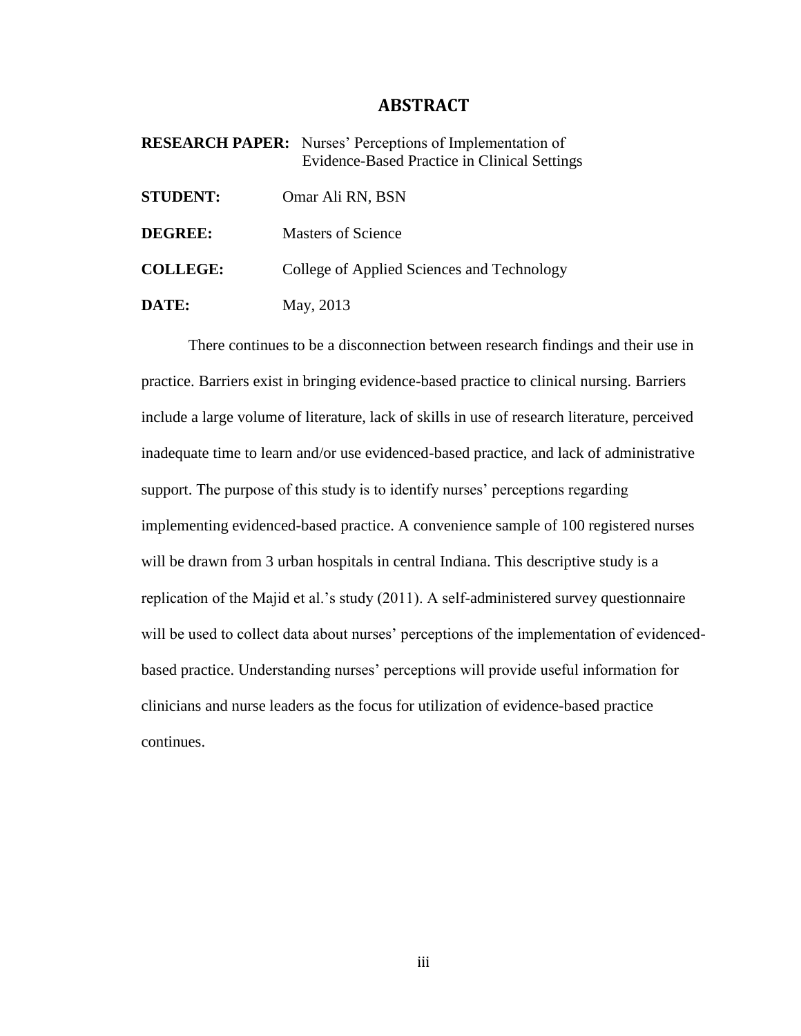# ABSTRACT

**RESEARCH PAPER:** Nurses' Perceptions of Implementation of Evidence-Based Practice in Clinical Settings

**STUDENT:** Omar Ali RN, BSN

**DEGREE:** Masters of Science

**COLLEGE:** College of Applied Sciences and Technology

**DATE:** May, 2013

There continues to be a disconnection between research findings and their use in practice. Barriers exist in bringing evidence-based practice to clinical nursing. Barriers include a large volume of literature, lack of skills in use of research literature, perceived inadequate time to learn and/or use evidenced-based practice, and lack of administrative support. The purpose of this study is to identify nurses' perceptions regarding implementing evidenced-based practice. A convenience sample of 100 registered nurses will be drawn from 3 urban hospitals in central Indiana. This descriptive study is a replication of the Majid et al.'s study (2011). A self-administered survey questionnaire will be used to collect data about nurses' perceptions of the implementation of evidenced-based practice. Understanding nurses' perceptions will provide useful information for clinicians and nurse leaders as the focus for utilization of evidence-based practice continues.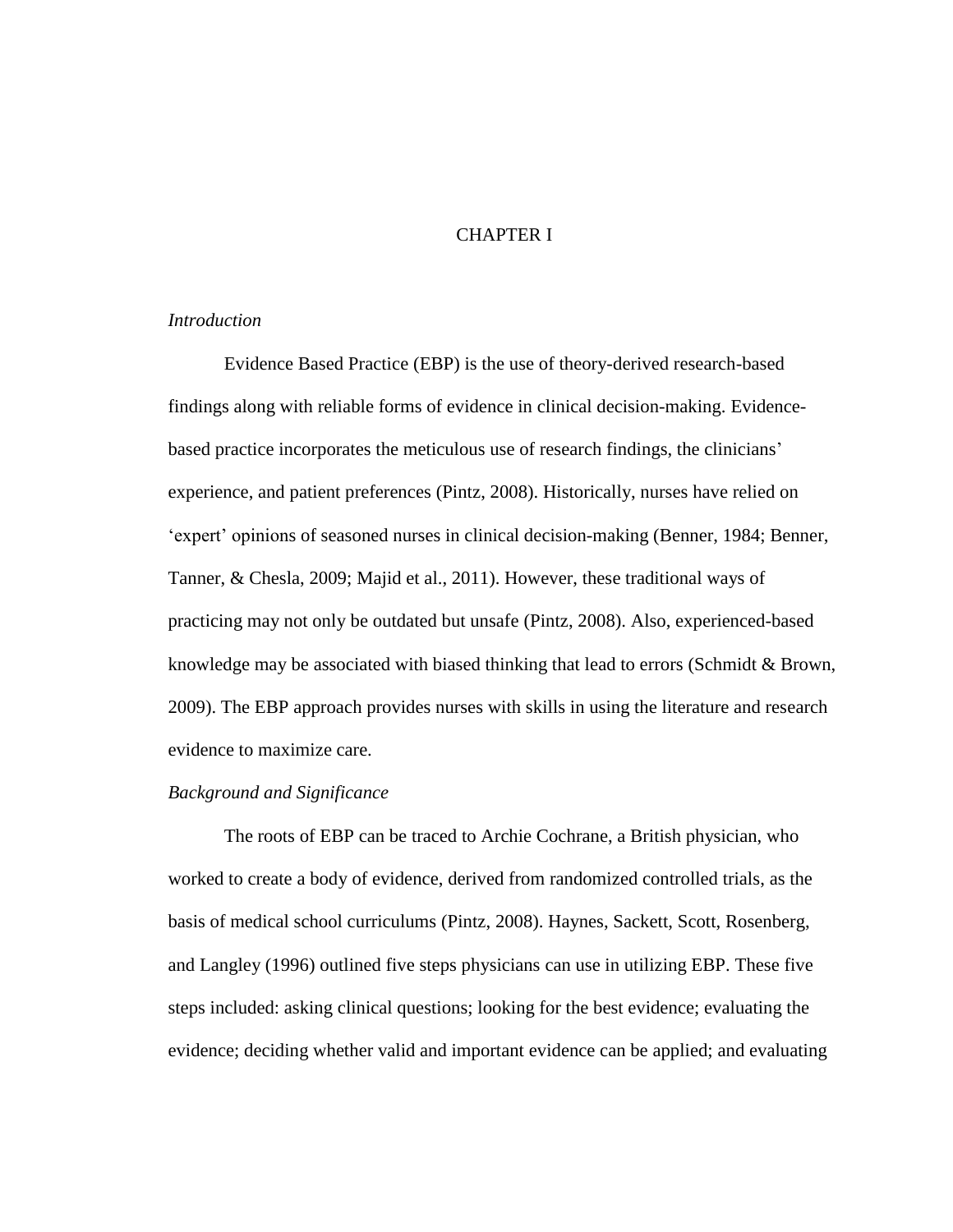# CHAPTER I

*Introduction*

Evidence Based Practice (EBP) is the use of theory-derived research-based findings along with reliable forms of evidence in clinical decision-making. Evidence-based practice incorporates the meticulous use of research findings, the clinicians' experience, and patient preferences (Pintz, 2008). Historically, nurses have relied on 'expert' opinions of seasoned nurses in clinical decision-making (Benner, 1984; Benner, Tanner, & Chesla, 2009; Majid et al., 2011). However, these traditional ways of practicing may not only be outdated but unsafe (Pintz, 2008). Also, experienced-based knowledge may be associated with biased thinking that lead to errors (Schmidt & Brown, 2009). The EBP approach provides nurses with skills in using the literature and research evidence to maximize care.

*Background and Significance*

The roots of EBP can be traced to Archie Cochrane, a British physician, who worked to create a body of evidence, derived from randomized controlled trials, as the basis of medical school curriculums (Pintz, 2008). Haynes, Sackett, Scott, Rosenberg, and Langley (1996) outlined five steps physicians can use in utilizing EBP. These five steps included: asking clinical questions; looking for the best evidence; evaluating the evidence; deciding whether valid and important evidence can be applied; and evaluating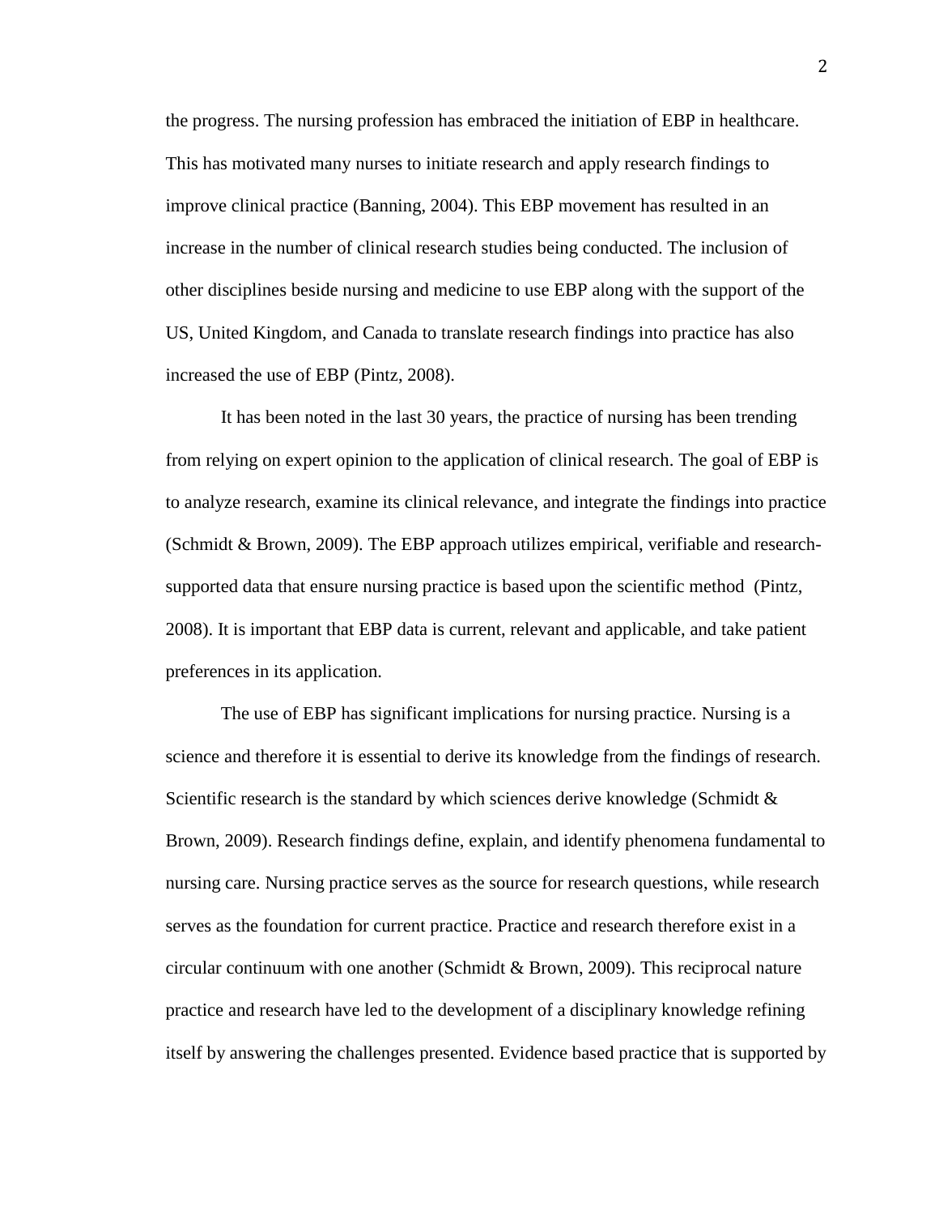the progress. The nursing profession has embraced the initiation of EBP in healthcare. This has motivated many nurses to initiate research and apply research findings to improve clinical practice (Banning, 2004). This EBP movement has resulted in an increase in the number of clinical research studies being conducted. The inclusion of other disciplines beside nursing and medicine to use EBP along with the support of the US, United Kingdom, and Canada to translate research findings into practice has also increased the use of EBP (Pintz, 2008).

It has been noted in the last 30 years, the practice of nursing has been trending from relying on expert opinion to the application of clinical research. The goal of EBP is to analyze research, examine its clinical relevance, and integrate the findings into practice (Schmidt & Brown, 2009). The EBP approach utilizes empirical, verifiable and research-supported data that ensure nursing practice is based upon the scientific method (Pintz, 2008). It is important that EBP data is current, relevant and applicable, and take patient preferences in its application.

The use of EBP has significant implications for nursing practice. Nursing is a science and therefore it is essential to derive its knowledge from the findings of research. Scientific research is the standard by which sciences derive knowledge (Schmidt & Brown, 2009). Research findings define, explain, and identify phenomena fundamental to nursing care. Nursing practice serves as the source for research questions, while research serves as the foundation for current practice. Practice and research therefore exist in a circular continuum with one another (Schmidt & Brown, 2009). This reciprocal nature practice and research have led to the development of a disciplinary knowledge refining itself by answering the challenges presented. Evidence based practice that is supported by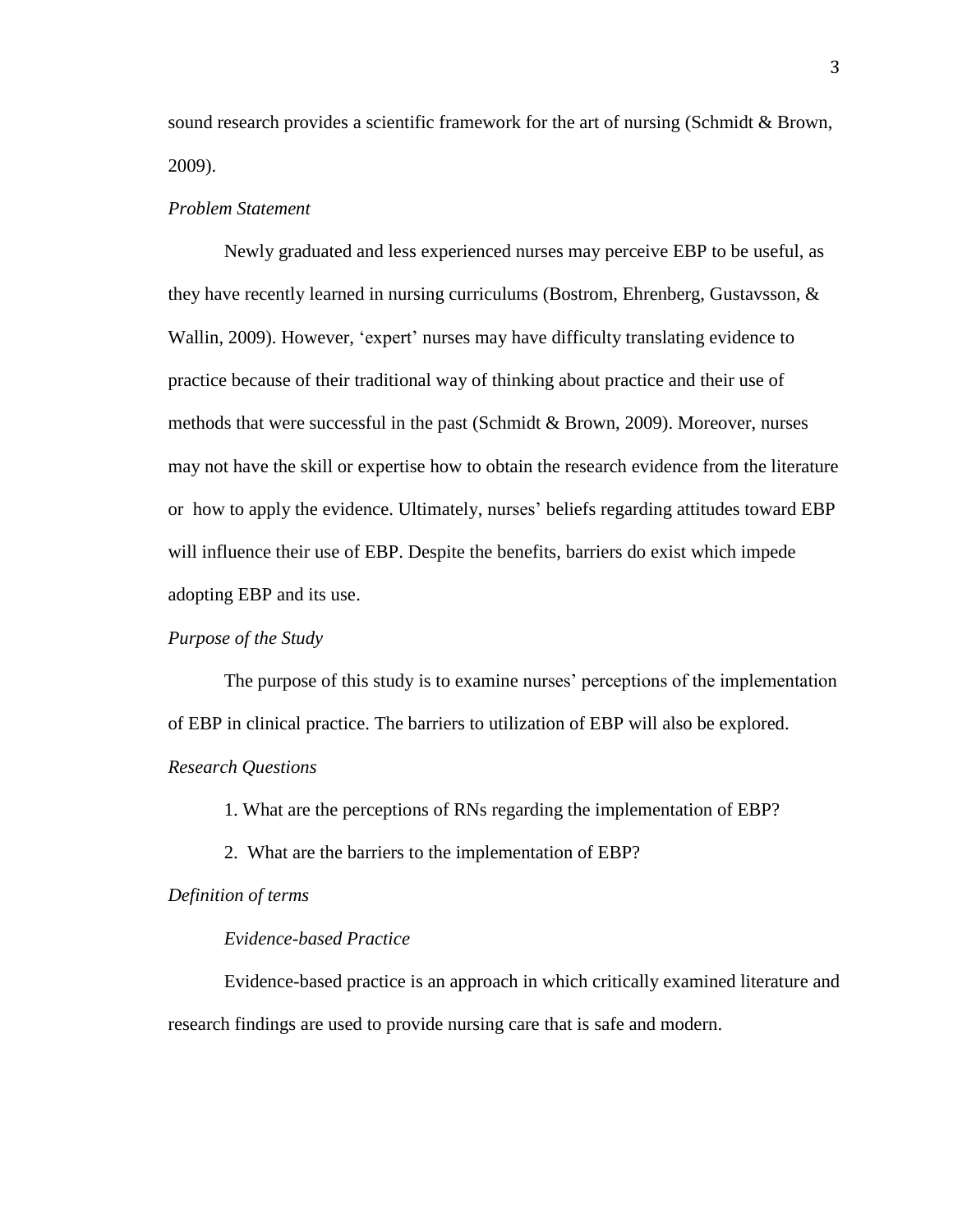sound research provides a scientific framework for the art of nursing (Schmidt & Brown, 2009).

### *Problem Statement*

Newly graduated and less experienced nurses may perceive EBP to be useful, as they have recently learned in nursing curriculums (Bostrom, Ehrenberg, Gustavsson, & Wallin, 2009). However, 'expert' nurses may have difficulty translating evidence to practice because of their traditional way of thinking about practice and their use of methods that were successful in the past (Schmidt & Brown, 2009). Moreover, nurses may not have the skill or expertise how to obtain the research evidence from the literature or how to apply the evidence. Ultimately, nurses' beliefs regarding attitudes toward EBP will influence their use of EBP. Despite the benefits, barriers do exist which impede adopting EBP and its use.

### *Purpose of the Study*

The purpose of this study is to examine nurses' perceptions of the implementation of EBP in clinical practice. The barriers to utilization of EBP will also be explored.

### *Research Questions*

1. What are the perceptions of RNs regarding the implementation of EBP?
2. What are the barriers to the implementation of EBP?

### *Definition of terms*

#### *Evidence-based Practice*

Evidence-based practice is an approach in which critically examined literature and research findings are used to provide nursing care that is safe and modern.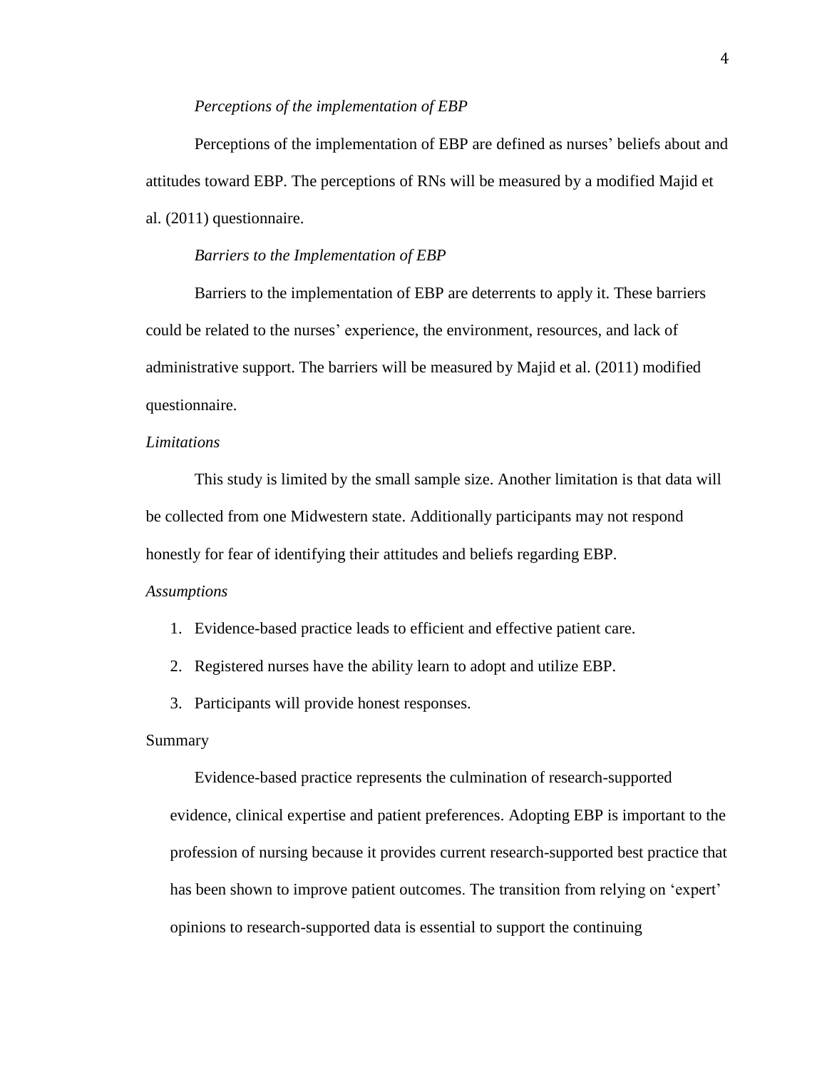*Perceptions of the implementation of EBP*

Perceptions of the implementation of EBP are defined as nurses' beliefs about and attitudes toward EBP. The perceptions of RNs will be measured by a modified Majid et al. (2011) questionnaire.

*Barriers to the Implementation of EBP*

Barriers to the implementation of EBP are deterrents to apply it. These barriers could be related to the nurses' experience, the environment, resources, and lack of administrative support. The barriers will be measured by Majid et al. (2011) modified questionnaire.

*Limitations*

This study is limited by the small sample size. Another limitation is that data will be collected from one Midwestern state. Additionally participants may not respond honestly for fear of identifying their attitudes and beliefs regarding EBP.

*Assumptions*

1. Evidence-based practice leads to efficient and effective patient care.
2. Registered nurses have the ability learn to adopt and utilize EBP.
3. Participants will provide honest responses.

Summary

Evidence-based practice represents the culmination of research-supported evidence, clinical expertise and patient preferences. Adopting EBP is important to the profession of nursing because it provides current research-supported best practice that has been shown to improve patient outcomes. The transition from relying on 'expert' opinions to research-supported data is essential to support the continuing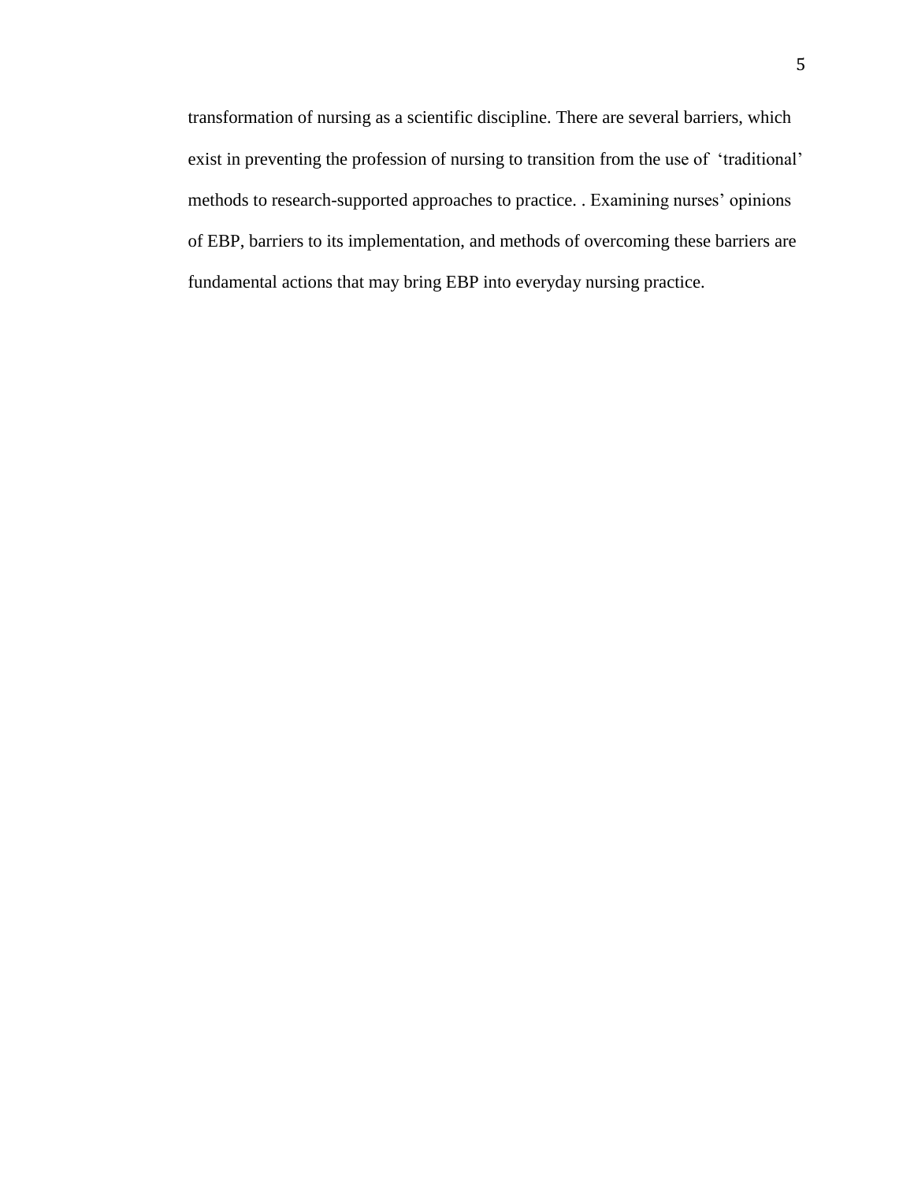transformation of nursing as a scientific discipline. There are several barriers, which exist in preventing the profession of nursing to transition from the use of ‘traditional’ methods to research-supported approaches to practice. . Examining nurses’ opinions of EBP, barriers to its implementation, and methods of overcoming these barriers are fundamental actions that may bring EBP into everyday nursing practice.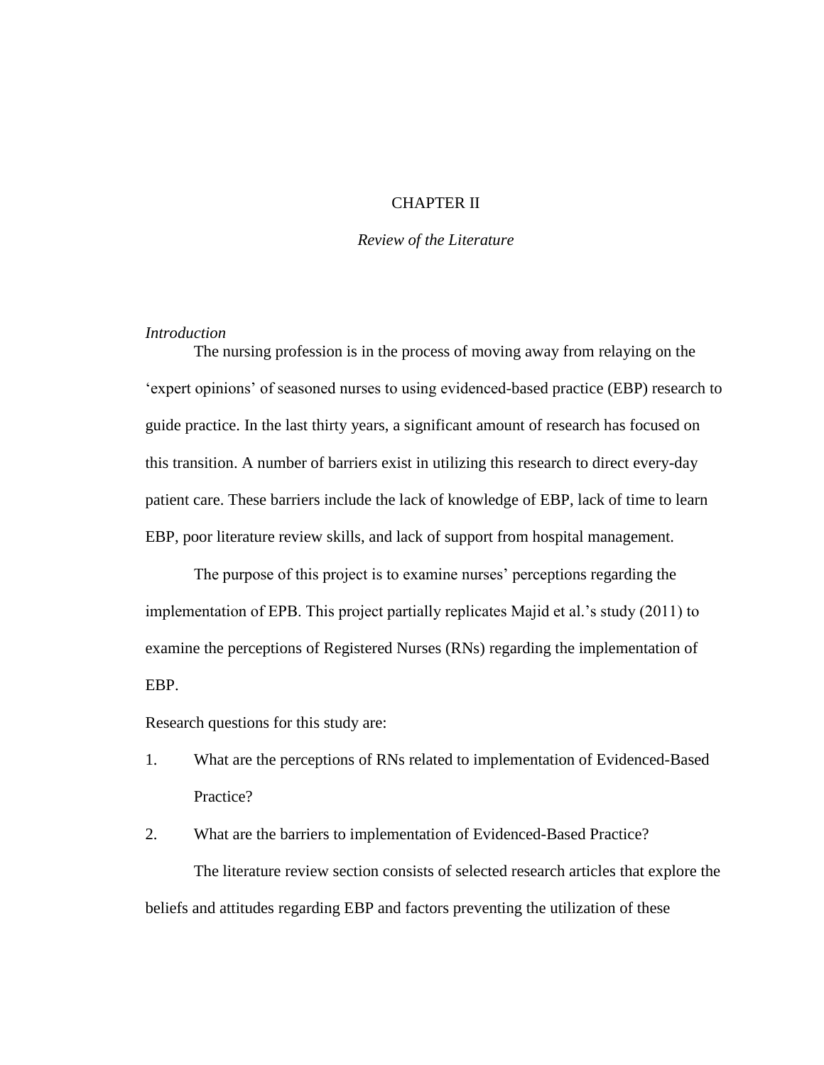# CHAPTER II

## *Review of the Literature*

### *Introduction*

The nursing profession is in the process of moving away from relaying on the 'expert opinions' of seasoned nurses to using evidenced-based practice (EBP) research to guide practice. In the last thirty years, a significant amount of research has focused on this transition. A number of barriers exist in utilizing this research to direct every-day patient care. These barriers include the lack of knowledge of EBP, lack of time to learn EBP, poor literature review skills, and lack of support from hospital management.

The purpose of this project is to examine nurses' perceptions regarding the implementation of EPB. This project partially replicates Majid et al.'s study (2011) to examine the perceptions of Registered Nurses (RNs) regarding the implementation of EBP.

Research questions for this study are:

1. What are the perceptions of RNs related to implementation of Evidenced-Based Practice?
2. What are the barriers to implementation of Evidenced-Based Practice?

The literature review section consists of selected research articles that explore the beliefs and attitudes regarding EBP and factors preventing the utilization of these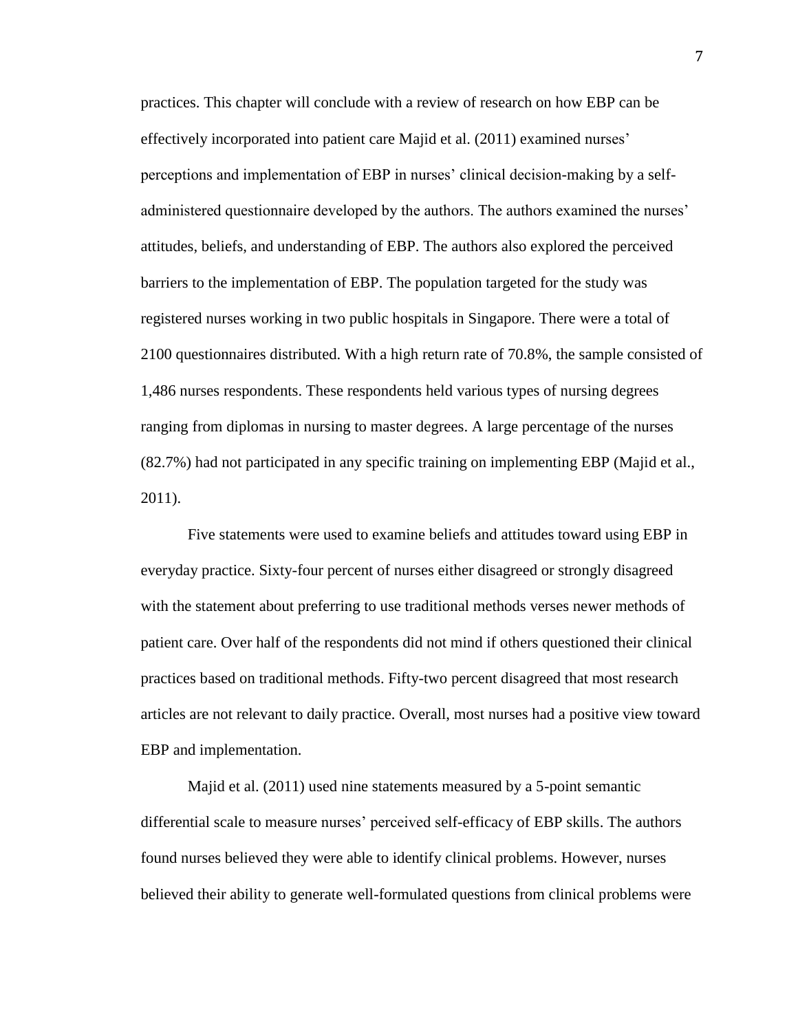practices. This chapter will conclude with a review of research on how EBP can be effectively incorporated into patient care Majid et al. (2011) examined nurses' perceptions and implementation of EBP in nurses' clinical decision-making by a self-administered questionnaire developed by the authors. The authors examined the nurses' attitudes, beliefs, and understanding of EBP. The authors also explored the perceived barriers to the implementation of EBP. The population targeted for the study was registered nurses working in two public hospitals in Singapore. There were a total of 2100 questionnaires distributed. With a high return rate of 70.8%, the sample consisted of 1,486 nurses respondents. These respondents held various types of nursing degrees ranging from diplomas in nursing to master degrees. A large percentage of the nurses (82.7%) had not participated in any specific training on implementing EBP (Majid et al., 2011).

Five statements were used to examine beliefs and attitudes toward using EBP in everyday practice. Sixty-four percent of nurses either disagreed or strongly disagreed with the statement about preferring to use traditional methods verses newer methods of patient care. Over half of the respondents did not mind if others questioned their clinical practices based on traditional methods. Fifty-two percent disagreed that most research articles are not relevant to daily practice. Overall, most nurses had a positive view toward EBP and implementation.

Majid et al. (2011) used nine statements measured by a 5-point semantic differential scale to measure nurses' perceived self-efficacy of EBP skills. The authors found nurses believed they were able to identify clinical problems. However, nurses believed their ability to generate well-formulated questions from clinical problems were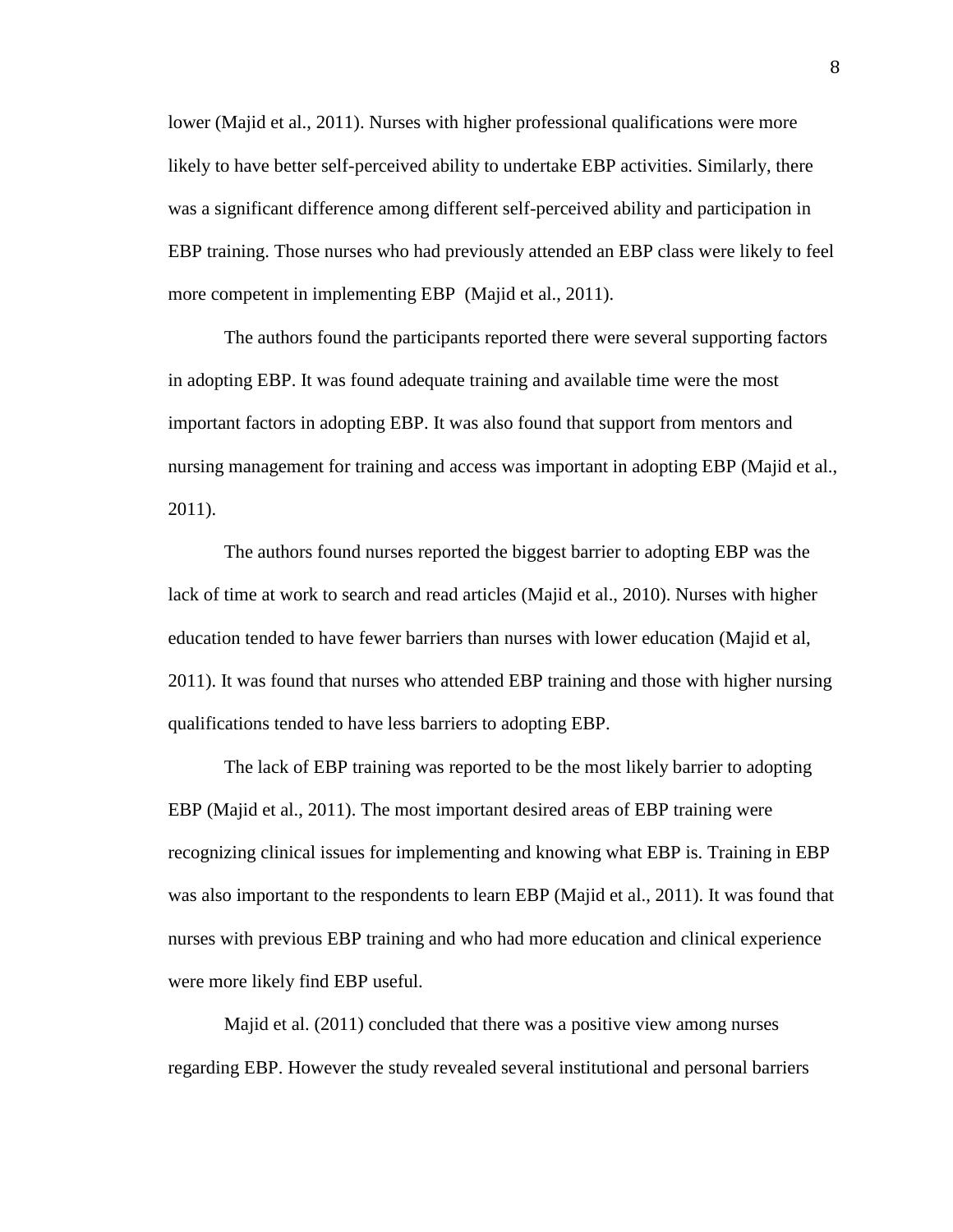lower (Majid et al., 2011). Nurses with higher professional qualifications were more likely to have better self-perceived ability to undertake EBP activities. Similarly, there was a significant difference among different self-perceived ability and participation in EBP training. Those nurses who had previously attended an EBP class were likely to feel more competent in implementing EBP  (Majid et al., 2011).

The authors found the participants reported there were several supporting factors in adopting EBP. It was found adequate training and available time were the most important factors in adopting EBP. It was also found that support from mentors and nursing management for training and access was important in adopting EBP (Majid et al., 2011).

The authors found nurses reported the biggest barrier to adopting EBP was the lack of time at work to search and read articles (Majid et al., 2010). Nurses with higher education tended to have fewer barriers than nurses with lower education (Majid et al, 2011). It was found that nurses who attended EBP training and those with higher nursing qualifications tended to have less barriers to adopting EBP.

The lack of EBP training was reported to be the most likely barrier to adopting EBP (Majid et al., 2011). The most important desired areas of EBP training were recognizing clinical issues for implementing and knowing what EBP is. Training in EBP was also important to the respondents to learn EBP (Majid et al., 2011). It was found that nurses with previous EBP training and who had more education and clinical experience were more likely find EBP useful.

Majid et al. (2011) concluded that there was a positive view among nurses regarding EBP. However the study revealed several institutional and personal barriers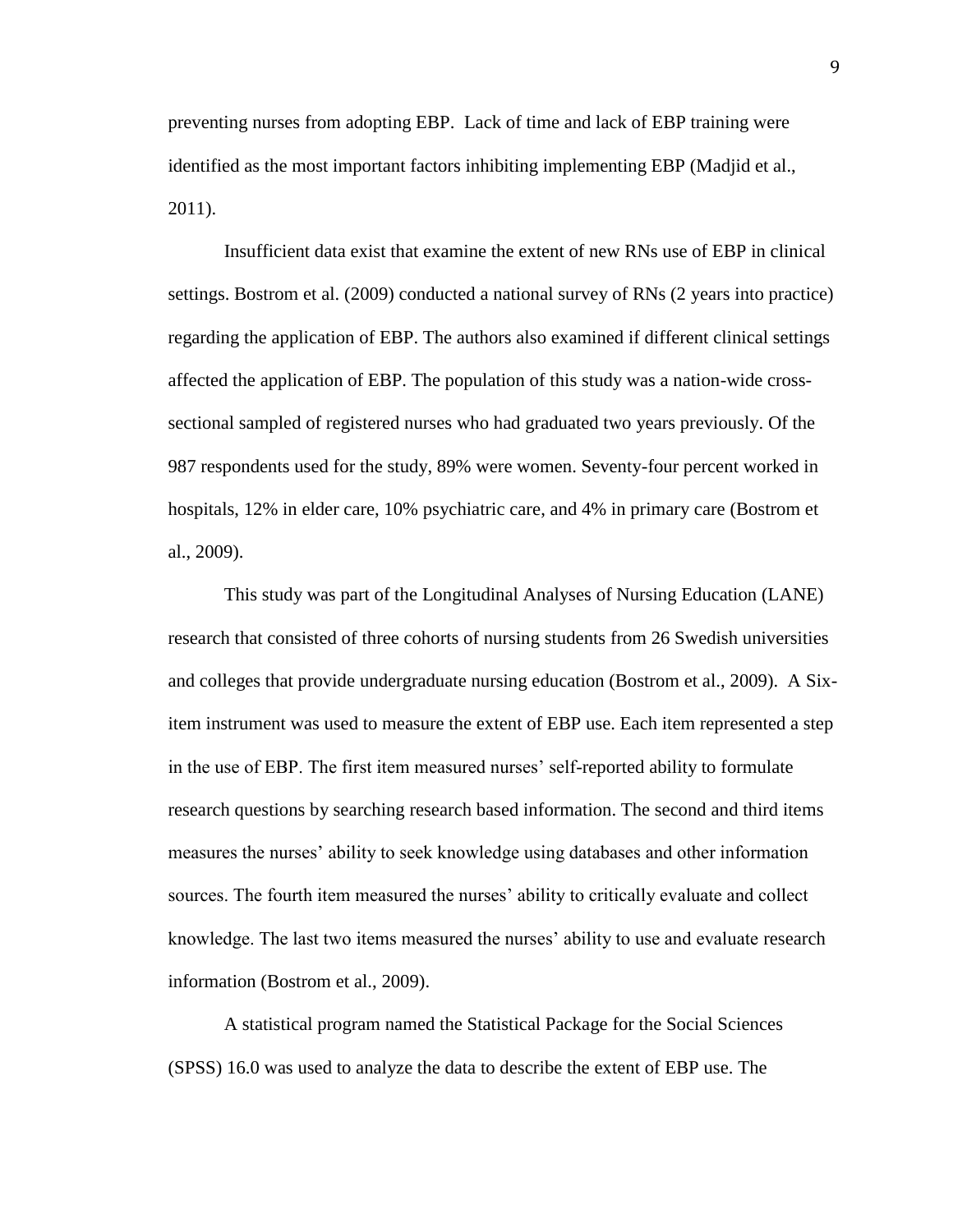preventing nurses from adopting EBP. Lack of time and lack of EBP training were identified as the most important factors inhibiting implementing EBP (Madjid et al., 2011).

Insufficient data exist that examine the extent of new RNs use of EBP in clinical settings. Bostrom et al. (2009) conducted a national survey of RNs (2 years into practice) regarding the application of EBP. The authors also examined if different clinical settings affected the application of EBP. The population of this study was a nation-wide cross-sectional sampled of registered nurses who had graduated two years previously. Of the 987 respondents used for the study, 89% were women. Seventy-four percent worked in hospitals, 12% in elder care, 10% psychiatric care, and 4% in primary care (Bostrom et al., 2009).

This study was part of the Longitudinal Analyses of Nursing Education (LANE) research that consisted of three cohorts of nursing students from 26 Swedish universities and colleges that provide undergraduate nursing education (Bostrom et al., 2009). A Six-item instrument was used to measure the extent of EBP use. Each item represented a step in the use of EBP. The first item measured nurses' self-reported ability to formulate research questions by searching research based information. The second and third items measures the nurses' ability to seek knowledge using databases and other information sources. The fourth item measured the nurses' ability to critically evaluate and collect knowledge. The last two items measured the nurses' ability to use and evaluate research information (Bostrom et al., 2009).

A statistical program named the Statistical Package for the Social Sciences (SPSS) 16.0 was used to analyze the data to describe the extent of EBP use. The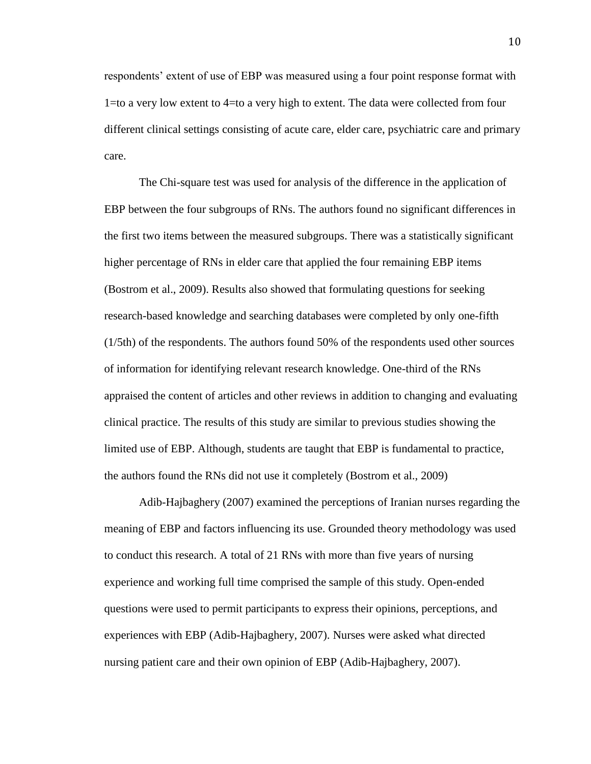respondents' extent of use of EBP was measured using a four point response format with 1=to a very low extent to 4=to a very high to extent. The data were collected from four different clinical settings consisting of acute care, elder care, psychiatric care and primary care.

The Chi-square test was used for analysis of the difference in the application of EBP between the four subgroups of RNs. The authors found no significant differences in the first two items between the measured subgroups. There was a statistically significant higher percentage of RNs in elder care that applied the four remaining EBP items (Bostrom et al., 2009). Results also showed that formulating questions for seeking research-based knowledge and searching databases were completed by only one-fifth (1/5th) of the respondents. The authors found 50% of the respondents used other sources of information for identifying relevant research knowledge. One-third of the RNs appraised the content of articles and other reviews in addition to changing and evaluating clinical practice. The results of this study are similar to previous studies showing the limited use of EBP. Although, students are taught that EBP is fundamental to practice, the authors found the RNs did not use it completely (Bostrom et al., 2009)

Adib-Hajbaghery (2007) examined the perceptions of Iranian nurses regarding the meaning of EBP and factors influencing its use. Grounded theory methodology was used to conduct this research. A total of 21 RNs with more than five years of nursing experience and working full time comprised the sample of this study. Open-ended questions were used to permit participants to express their opinions, perceptions, and experiences with EBP (Adib-Hajbaghery, 2007). Nurses were asked what directed nursing patient care and their own opinion of EBP (Adib-Hajbaghery, 2007).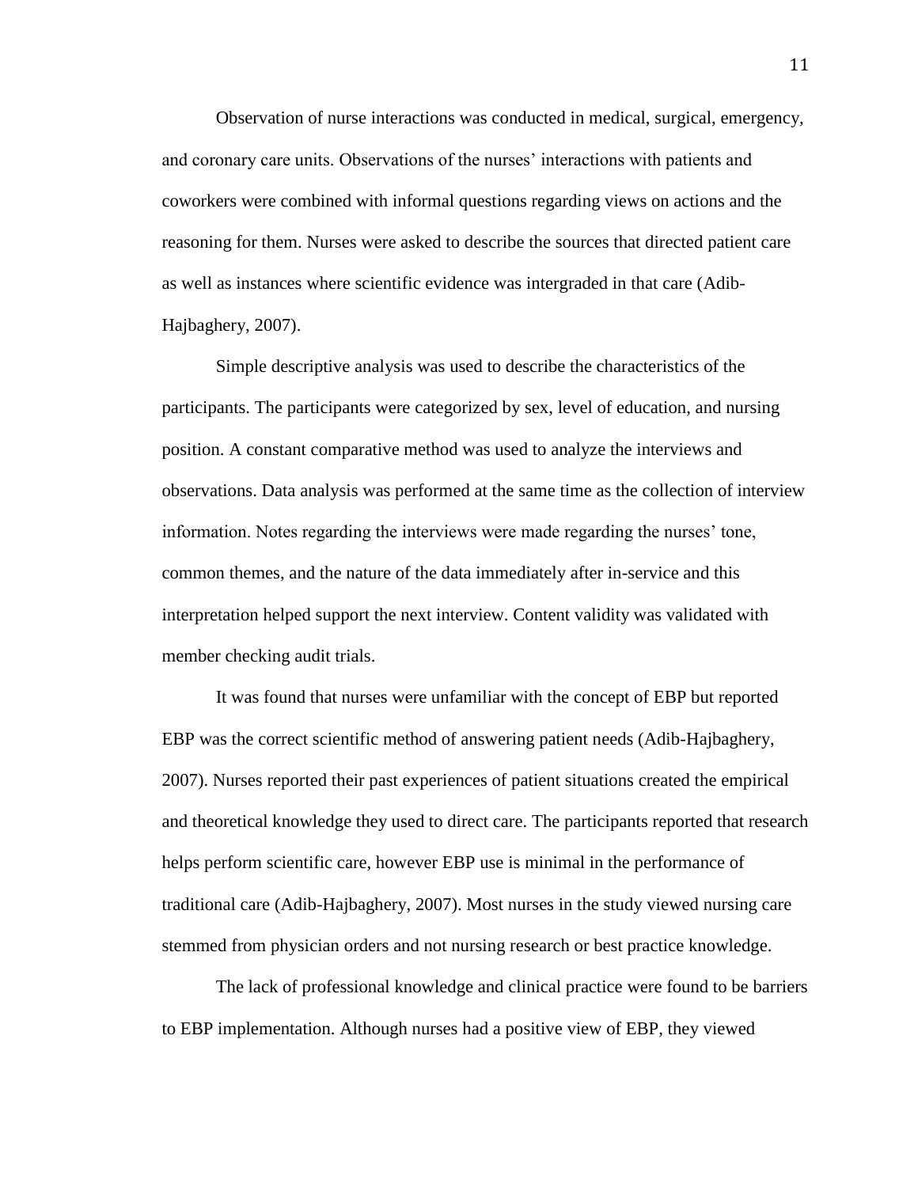Observation of nurse interactions was conducted in medical, surgical, emergency, and coronary care units. Observations of the nurses' interactions with patients and coworkers were combined with informal questions regarding views on actions and the reasoning for them. Nurses were asked to describe the sources that directed patient care as well as instances where scientific evidence was intergraded in that care (Adib-Hajbaghery, 2007).

Simple descriptive analysis was used to describe the characteristics of the participants. The participants were categorized by sex, level of education, and nursing position. A constant comparative method was used to analyze the interviews and observations. Data analysis was performed at the same time as the collection of interview information. Notes regarding the interviews were made regarding the nurses' tone, common themes, and the nature of the data immediately after in-service and this interpretation helped support the next interview. Content validity was validated with member checking audit trials.

It was found that nurses were unfamiliar with the concept of EBP but reported EBP was the correct scientific method of answering patient needs (Adib-Hajbaghery, 2007). Nurses reported their past experiences of patient situations created the empirical and theoretical knowledge they used to direct care. The participants reported that research helps perform scientific care, however EBP use is minimal in the performance of traditional care (Adib-Hajbaghery, 2007). Most nurses in the study viewed nursing care stemmed from physician orders and not nursing research or best practice knowledge.

The lack of professional knowledge and clinical practice were found to be barriers to EBP implementation. Although nurses had a positive view of EBP, they viewed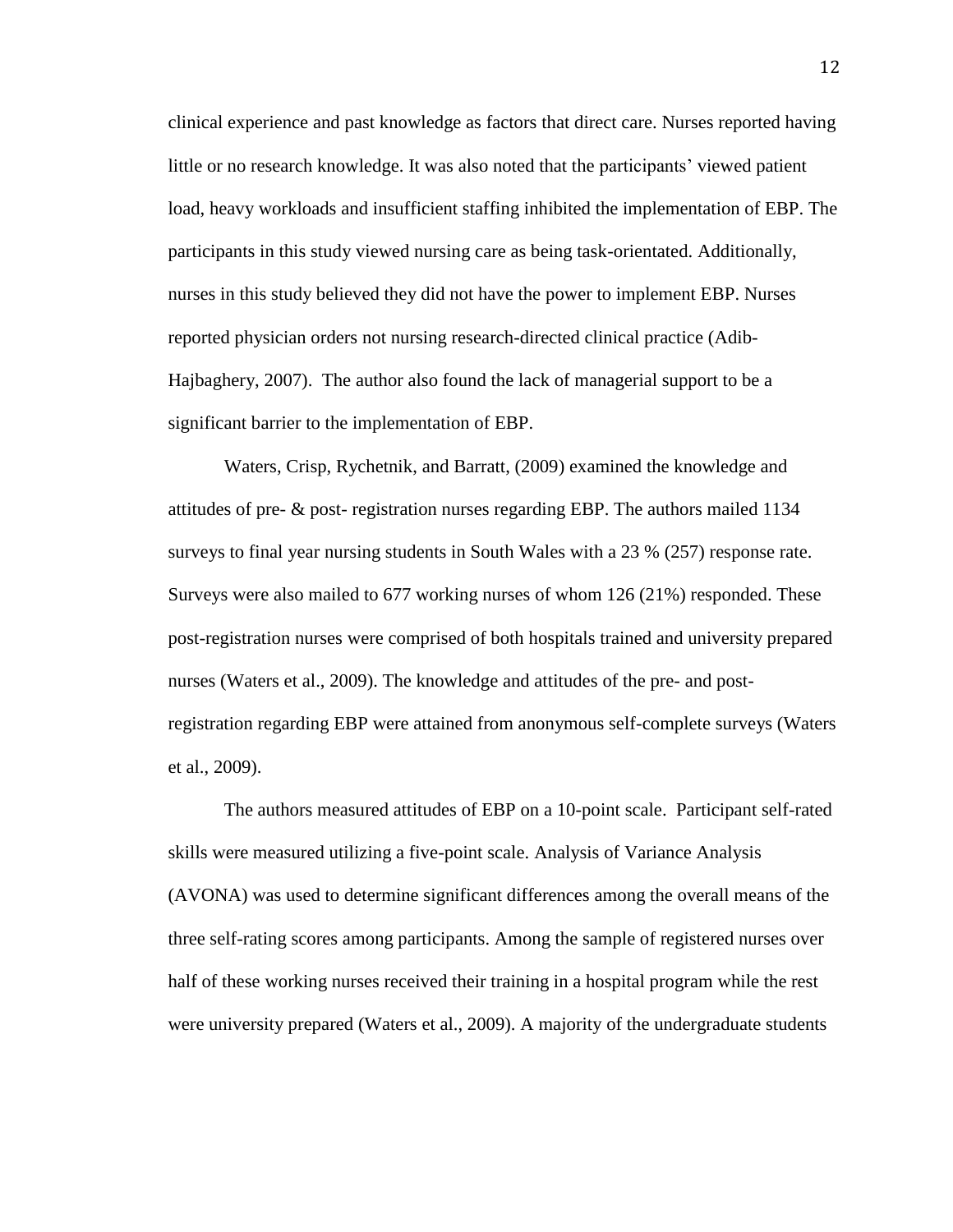clinical experience and past knowledge as factors that direct care. Nurses reported having little or no research knowledge. It was also noted that the participants' viewed patient load, heavy workloads and insufficient staffing inhibited the implementation of EBP. The participants in this study viewed nursing care as being task-orientated. Additionally, nurses in this study believed they did not have the power to implement EBP. Nurses reported physician orders not nursing research-directed clinical practice (Adib-Hajbaghery, 2007). The author also found the lack of managerial support to be a significant barrier to the implementation of EBP.

Waters, Crisp, Rychetnik, and Barratt, (2009) examined the knowledge and attitudes of pre- & post- registration nurses regarding EBP. The authors mailed 1134 surveys to final year nursing students in South Wales with a 23 % (257) response rate. Surveys were also mailed to 677 working nurses of whom 126 (21%) responded. These post-registration nurses were comprised of both hospitals trained and university prepared nurses (Waters et al., 2009). The knowledge and attitudes of the pre- and post-registration regarding EBP were attained from anonymous self-complete surveys (Waters et al., 2009).

The authors measured attitudes of EBP on a 10-point scale. Participant self-rated skills were measured utilizing a five-point scale. Analysis of Variance Analysis (AVONA) was used to determine significant differences among the overall means of the three self-rating scores among participants. Among the sample of registered nurses over half of these working nurses received their training in a hospital program while the rest were university prepared (Waters et al., 2009). A majority of the undergraduate students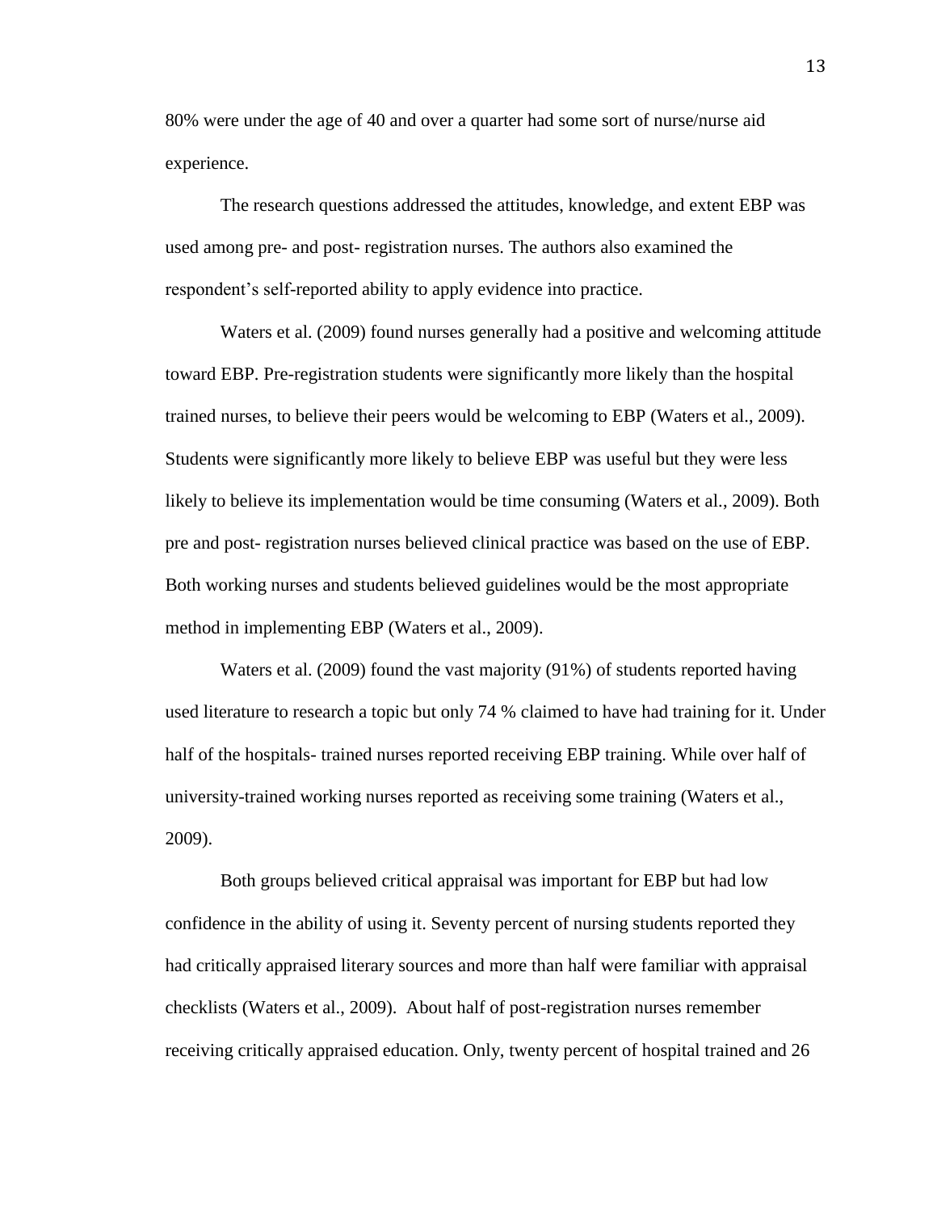80% were under the age of 40 and over a quarter had some sort of nurse/nurse aid experience.

The research questions addressed the attitudes, knowledge, and extent EBP was used among pre- and post- registration nurses. The authors also examined the respondent's self-reported ability to apply evidence into practice.

Waters et al. (2009) found nurses generally had a positive and welcoming attitude toward EBP. Pre-registration students were significantly more likely than the hospital trained nurses, to believe their peers would be welcoming to EBP (Waters et al., 2009). Students were significantly more likely to believe EBP was useful but they were less likely to believe its implementation would be time consuming (Waters et al., 2009). Both pre and post- registration nurses believed clinical practice was based on the use of EBP. Both working nurses and students believed guidelines would be the most appropriate method in implementing EBP (Waters et al., 2009).

Waters et al. (2009) found the vast majority (91%) of students reported having used literature to research a topic but only 74 % claimed to have had training for it. Under half of the hospitals- trained nurses reported receiving EBP training. While over half of university-trained working nurses reported as receiving some training (Waters et al., 2009).

Both groups believed critical appraisal was important for EBP but had low confidence in the ability of using it. Seventy percent of nursing students reported they had critically appraised literary sources and more than half were familiar with appraisal checklists (Waters et al., 2009). About half of post-registration nurses remember receiving critically appraised education. Only, twenty percent of hospital trained and 26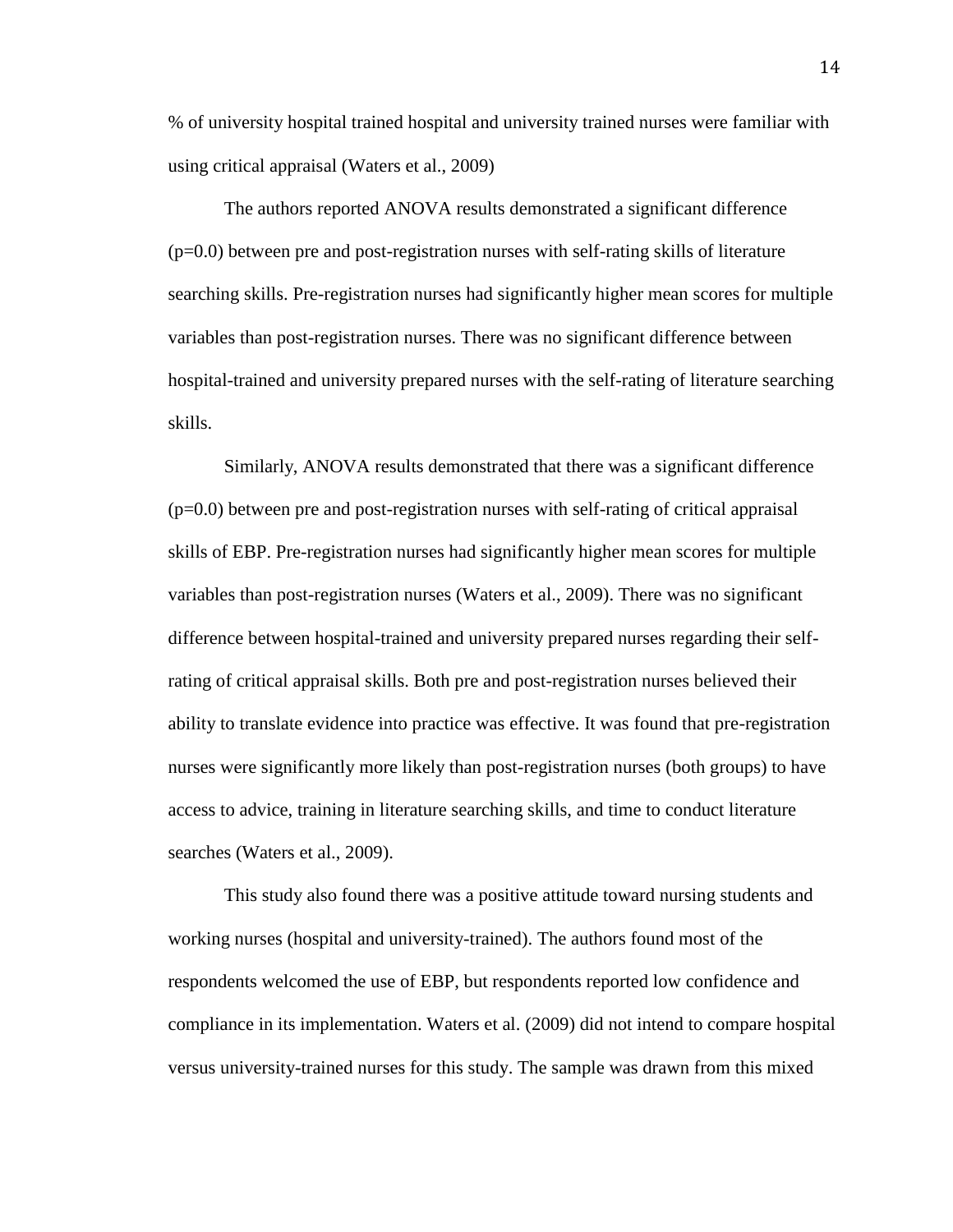% of university hospital trained hospital and university trained nurses were familiar with using critical appraisal (Waters et al., 2009)

The authors reported ANOVA results demonstrated a significant difference ($p=0.0$) between pre and post-registration nurses with self-rating skills of literature searching skills. Pre-registration nurses had significantly higher mean scores for multiple variables than post-registration nurses. There was no significant difference between hospital-trained and university prepared nurses with the self-rating of literature searching skills.

Similarly, ANOVA results demonstrated that there was a significant difference ($p=0.0$) between pre and post-registration nurses with self-rating of critical appraisal skills of EBP. Pre-registration nurses had significantly higher mean scores for multiple variables than post-registration nurses (Waters et al., 2009). There was no significant difference between hospital-trained and university prepared nurses regarding their self-rating of critical appraisal skills. Both pre and post-registration nurses believed their ability to translate evidence into practice was effective. It was found that pre-registration nurses were significantly more likely than post-registration nurses (both groups) to have access to advice, training in literature searching skills, and time to conduct literature searches (Waters et al., 2009).

This study also found there was a positive attitude toward nursing students and working nurses (hospital and university-trained). The authors found most of the respondents welcomed the use of EBP, but respondents reported low confidence and compliance in its implementation. Waters et al. (2009) did not intend to compare hospital versus university-trained nurses for this study. The sample was drawn from this mixed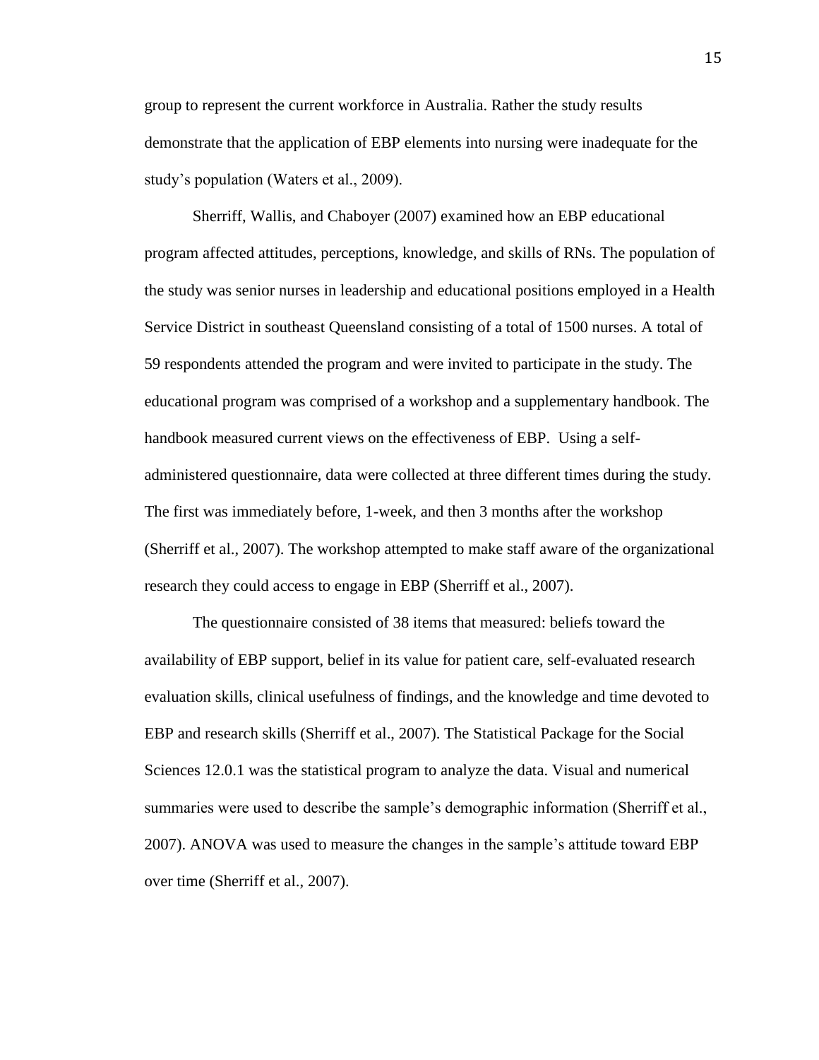group to represent the current workforce in Australia. Rather the study results demonstrate that the application of EBP elements into nursing were inadequate for the study's population (Waters et al., 2009).

Sherriff, Wallis, and Chaboyer (2007) examined how an EBP educational program affected attitudes, perceptions, knowledge, and skills of RNs. The population of the study was senior nurses in leadership and educational positions employed in a Health Service District in southeast Queensland consisting of a total of 1500 nurses. A total of 59 respondents attended the program and were invited to participate in the study. The educational program was comprised of a workshop and a supplementary handbook. The handbook measured current views on the effectiveness of EBP. Using a self-administered questionnaire, data were collected at three different times during the study. The first was immediately before, 1-week, and then 3 months after the workshop (Sherriff et al., 2007). The workshop attempted to make staff aware of the organizational research they could access to engage in EBP (Sherriff et al., 2007).

The questionnaire consisted of 38 items that measured: beliefs toward the availability of EBP support, belief in its value for patient care, self-evaluated research evaluation skills, clinical usefulness of findings, and the knowledge and time devoted to EBP and research skills (Sherriff et al., 2007). The Statistical Package for the Social Sciences 12.0.1 was the statistical program to analyze the data. Visual and numerical summaries were used to describe the sample's demographic information (Sherriff et al., 2007). ANOVA was used to measure the changes in the sample's attitude toward EBP over time (Sherriff et al., 2007).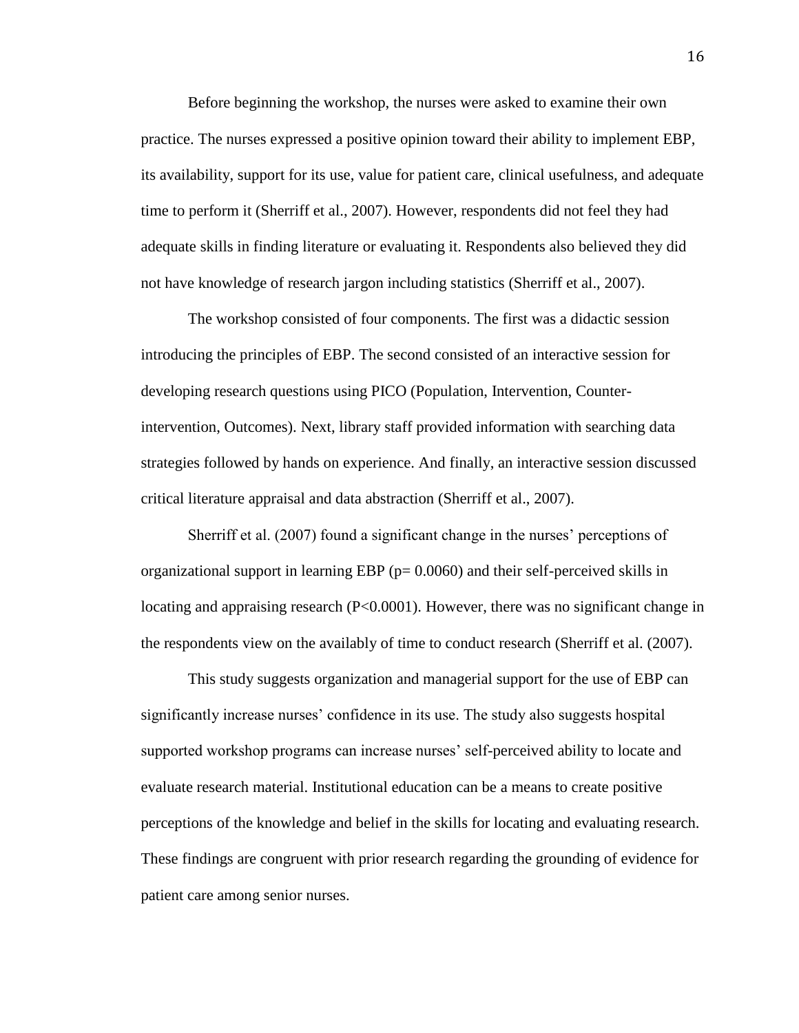Before beginning the workshop, the nurses were asked to examine their own practice. The nurses expressed a positive opinion toward their ability to implement EBP, its availability, support for its use, value for patient care, clinical usefulness, and adequate time to perform it (Sherriff et al., 2007). However, respondents did not feel they had adequate skills in finding literature or evaluating it. Respondents also believed they did not have knowledge of research jargon including statistics (Sherriff et al., 2007).

The workshop consisted of four components. The first was a didactic session introducing the principles of EBP. The second consisted of an interactive session for developing research questions using PICO (Population, Intervention, Counter-intervention, Outcomes). Next, library staff provided information with searching data strategies followed by hands on experience. And finally, an interactive session discussed critical literature appraisal and data abstraction (Sherriff et al., 2007).

Sherriff et al. (2007) found a significant change in the nurses' perceptions of organizational support in learning EBP ($p= 0.0060$) and their self-perceived skills in locating and appraising research ($P<0.0001$). However, there was no significant change in the respondents view on the availably of time to conduct research (Sherriff et al. (2007).

This study suggests organization and managerial support for the use of EBP can significantly increase nurses' confidence in its use. The study also suggests hospital supported workshop programs can increase nurses' self-perceived ability to locate and evaluate research material. Institutional education can be a means to create positive perceptions of the knowledge and belief in the skills for locating and evaluating research. These findings are congruent with prior research regarding the grounding of evidence for patient care among senior nurses.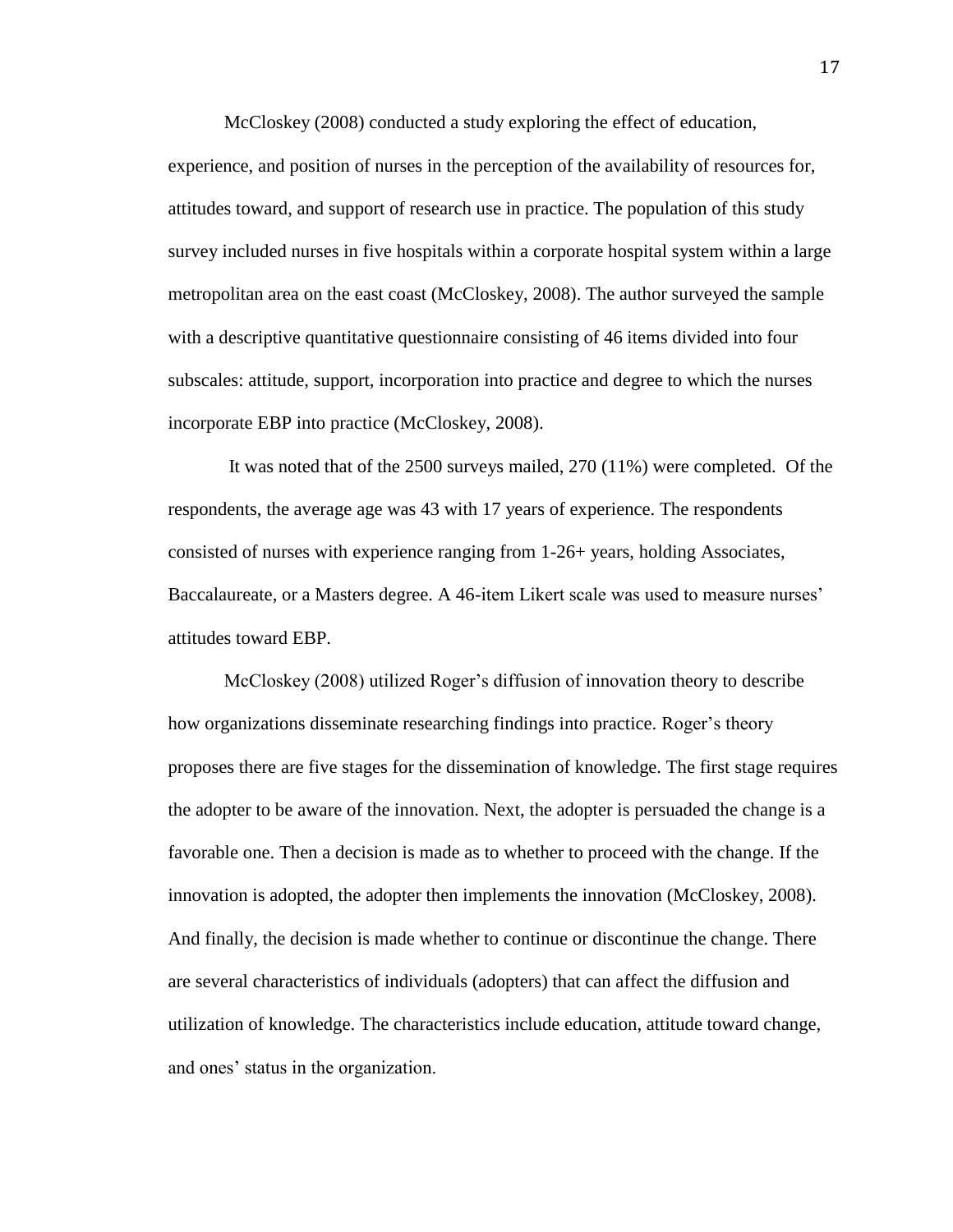McCloskey (2008) conducted a study exploring the effect of education, experience, and position of nurses in the perception of the availability of resources for, attitudes toward, and support of research use in practice. The population of this study survey included nurses in five hospitals within a corporate hospital system within a large metropolitan area on the east coast (McCloskey, 2008). The author surveyed the sample with a descriptive quantitative questionnaire consisting of 46 items divided into four subscales: attitude, support, incorporation into practice and degree to which the nurses incorporate EBP into practice (McCloskey, 2008).

It was noted that of the 2500 surveys mailed, 270 (11%) were completed. Of the respondents, the average age was 43 with 17 years of experience. The respondents consisted of nurses with experience ranging from 1-26+ years, holding Associates, Baccalaureate, or a Masters degree. A 46-item Likert scale was used to measure nurses' attitudes toward EBP.

McCloskey (2008) utilized Roger's diffusion of innovation theory to describe how organizations disseminate researching findings into practice. Roger's theory proposes there are five stages for the dissemination of knowledge. The first stage requires the adopter to be aware of the innovation. Next, the adopter is persuaded the change is a favorable one. Then a decision is made as to whether to proceed with the change. If the innovation is adopted, the adopter then implements the innovation (McCloskey, 2008). And finally, the decision is made whether to continue or discontinue the change. There are several characteristics of individuals (adopters) that can affect the diffusion and utilization of knowledge. The characteristics include education, attitude toward change, and ones' status in the organization.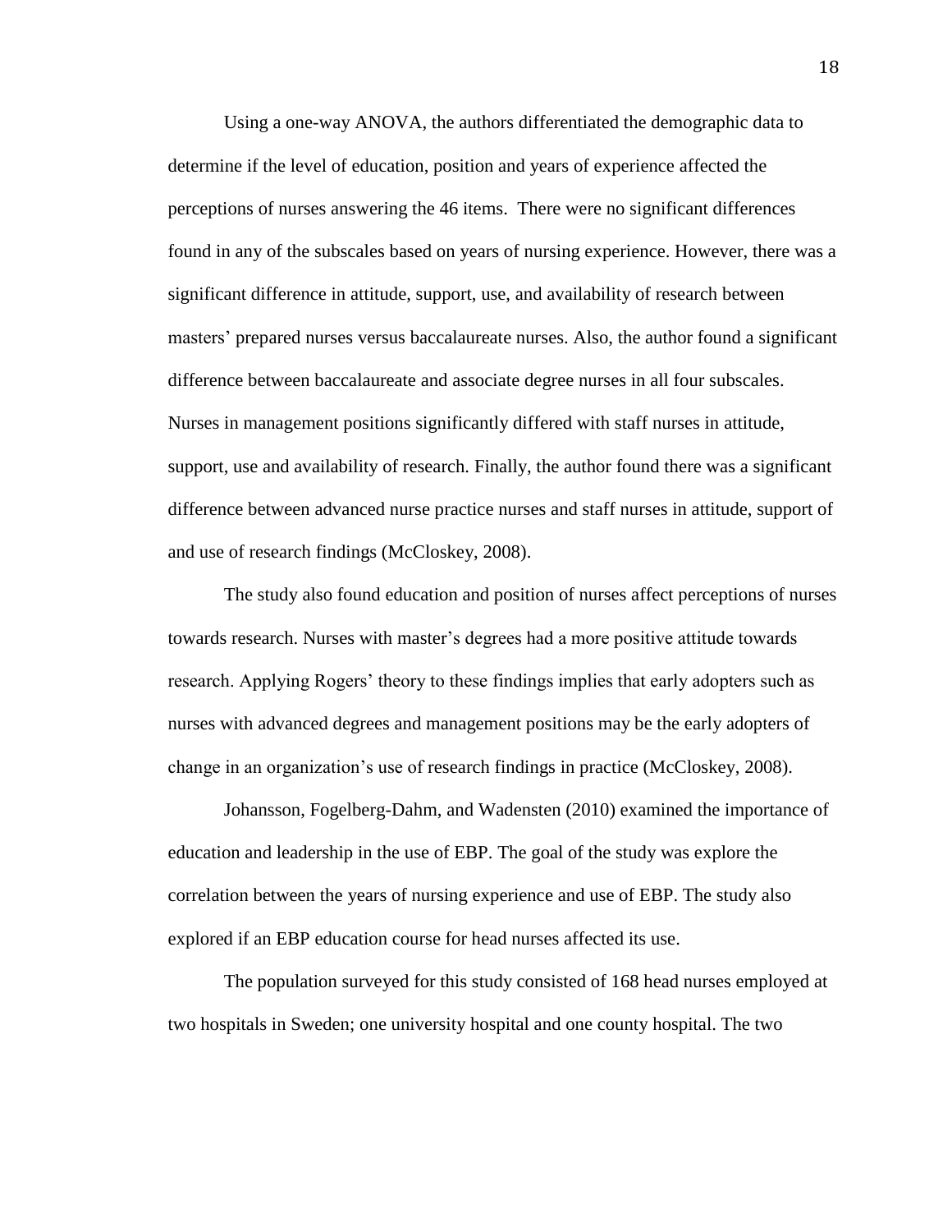Using a one-way ANOVA, the authors differentiated the demographic data to determine if the level of education, position and years of experience affected the perceptions of nurses answering the 46 items.  There were no significant differences found in any of the subscales based on years of nursing experience. However, there was a significant difference in attitude, support, use, and availability of research between masters' prepared nurses versus baccalaureate nurses. Also, the author found a significant difference between baccalaureate and associate degree nurses in all four subscales. Nurses in management positions significantly differed with staff nurses in attitude, support, use and availability of research. Finally, the author found there was a significant difference between advanced nurse practice nurses and staff nurses in attitude, support of and use of research findings (McCloskey, 2008).

The study also found education and position of nurses affect perceptions of nurses towards research. Nurses with master's degrees had a more positive attitude towards research. Applying Rogers' theory to these findings implies that early adopters such as nurses with advanced degrees and management positions may be the early adopters of change in an organization's use of research findings in practice (McCloskey, 2008).

Johansson, Fogelberg-Dahm, and Wadensten (2010) examined the importance of education and leadership in the use of EBP. The goal of the study was explore the correlation between the years of nursing experience and use of EBP. The study also explored if an EBP education course for head nurses affected its use.

The population surveyed for this study consisted of 168 head nurses employed at two hospitals in Sweden; one university hospital and one county hospital. The two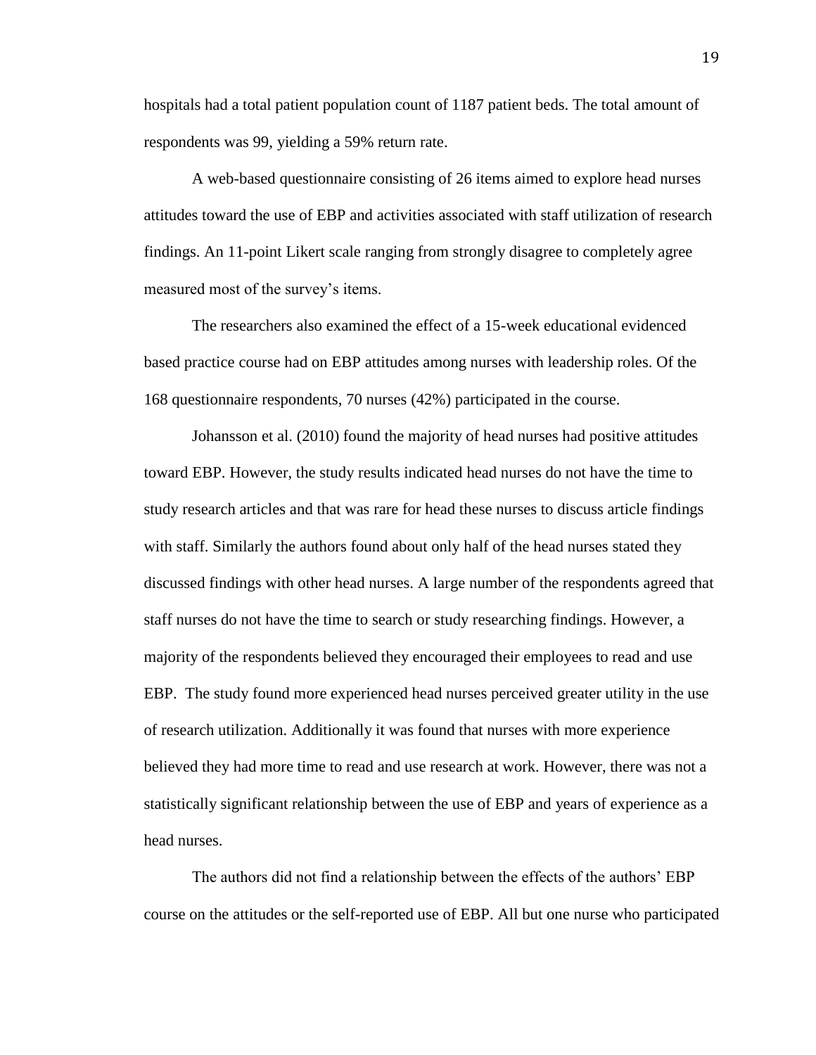hospitals had a total patient population count of 1187 patient beds. The total amount of respondents was 99, yielding a 59% return rate.

A web-based questionnaire consisting of 26 items aimed to explore head nurses attitudes toward the use of EBP and activities associated with staff utilization of research findings. An 11-point Likert scale ranging from strongly disagree to completely agree measured most of the survey's items.

The researchers also examined the effect of a 15-week educational evidenced based practice course had on EBP attitudes among nurses with leadership roles. Of the 168 questionnaire respondents, 70 nurses (42%) participated in the course.

Johansson et al. (2010) found the majority of head nurses had positive attitudes toward EBP. However, the study results indicated head nurses do not have the time to study research articles and that was rare for head these nurses to discuss article findings with staff. Similarly the authors found about only half of the head nurses stated they discussed findings with other head nurses. A large number of the respondents agreed that staff nurses do not have the time to search or study researching findings. However, a majority of the respondents believed they encouraged their employees to read and use EBP. The study found more experienced head nurses perceived greater utility in the use of research utilization. Additionally it was found that nurses with more experience believed they had more time to read and use research at work. However, there was not a statistically significant relationship between the use of EBP and years of experience as a head nurses.

The authors did not find a relationship between the effects of the authors' EBP course on the attitudes or the self-reported use of EBP. All but one nurse who participated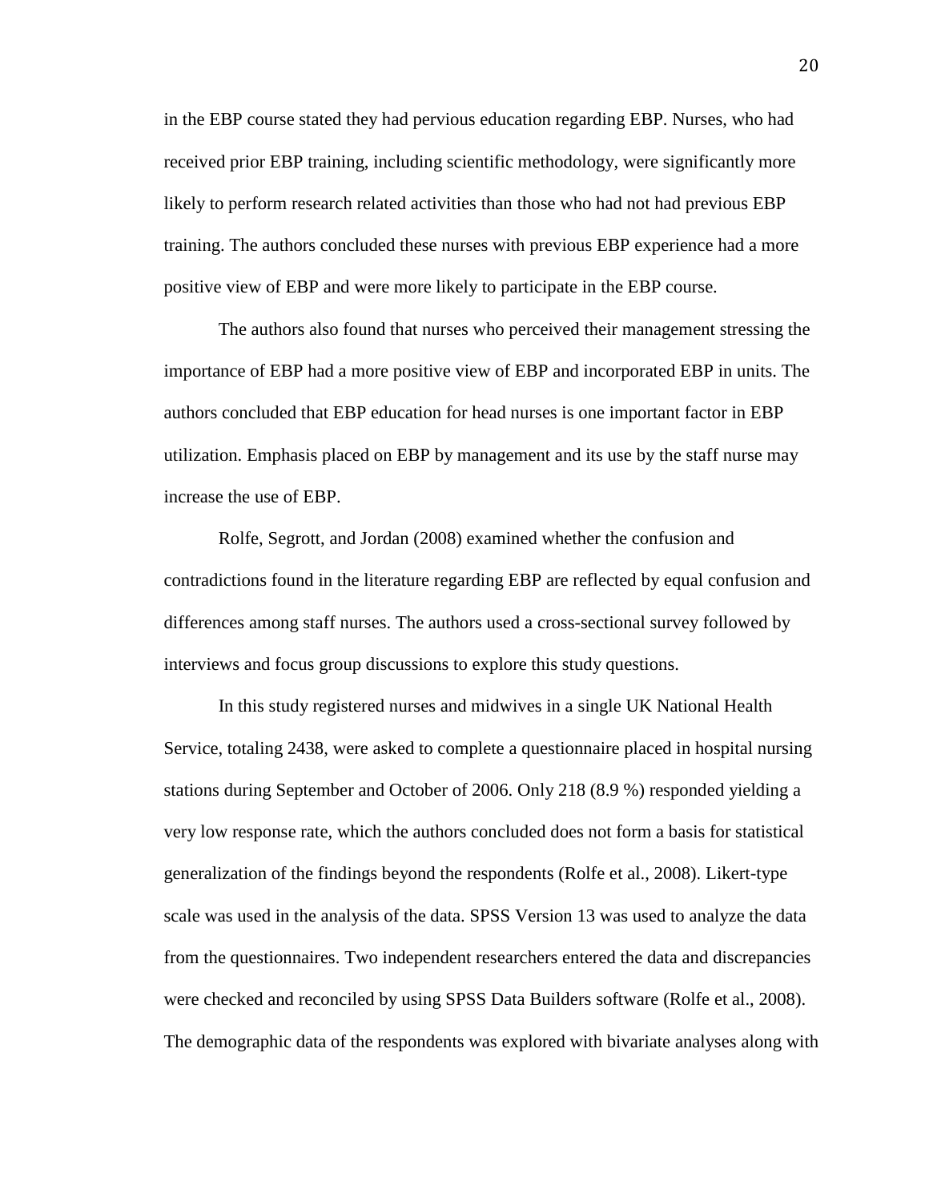in the EBP course stated they had pervious education regarding EBP. Nurses, who had received prior EBP training, including scientific methodology, were significantly more likely to perform research related activities than those who had not had previous EBP training. The authors concluded these nurses with previous EBP experience had a more positive view of EBP and were more likely to participate in the EBP course.

The authors also found that nurses who perceived their management stressing the importance of EBP had a more positive view of EBP and incorporated EBP in units. The authors concluded that EBP education for head nurses is one important factor in EBP utilization. Emphasis placed on EBP by management and its use by the staff nurse may increase the use of EBP.

Rolfe, Segrott, and Jordan (2008) examined whether the confusion and contradictions found in the literature regarding EBP are reflected by equal confusion and differences among staff nurses. The authors used a cross-sectional survey followed by interviews and focus group discussions to explore this study questions.

In this study registered nurses and midwives in a single UK National Health Service, totaling 2438, were asked to complete a questionnaire placed in hospital nursing stations during September and October of 2006. Only 218 (8.9 %) responded yielding a very low response rate, which the authors concluded does not form a basis for statistical generalization of the findings beyond the respondents (Rolfe et al., 2008). Likert-type scale was used in the analysis of the data. SPSS Version 13 was used to analyze the data from the questionnaires. Two independent researchers entered the data and discrepancies were checked and reconciled by using SPSS Data Builders software (Rolfe et al., 2008). The demographic data of the respondents was explored with bivariate analyses along with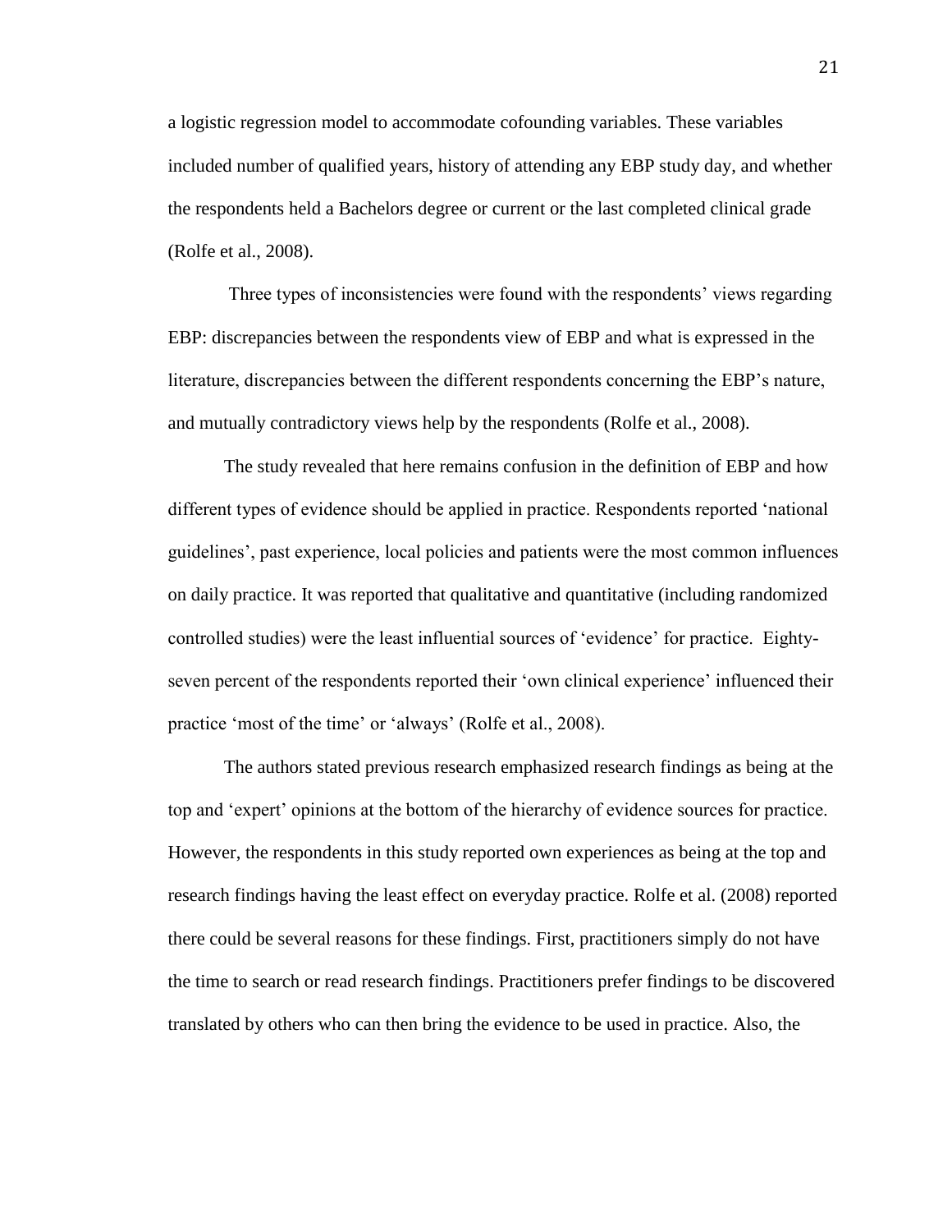a logistic regression model to accommodate cofounding variables. These variables included number of qualified years, history of attending any EBP study day, and whether the respondents held a Bachelors degree or current or the last completed clinical grade (Rolfe et al., 2008).

Three types of inconsistencies were found with the respondents' views regarding EBP: discrepancies between the respondents view of EBP and what is expressed in the literature, discrepancies between the different respondents concerning the EBP's nature, and mutually contradictory views help by the respondents (Rolfe et al., 2008).

The study revealed that here remains confusion in the definition of EBP and how different types of evidence should be applied in practice. Respondents reported 'national guidelines', past experience, local policies and patients were the most common influences on daily practice. It was reported that qualitative and quantitative (including randomized controlled studies) were the least influential sources of 'evidence' for practice. Eighty-seven percent of the respondents reported their 'own clinical experience' influenced their practice 'most of the time' or 'always' (Rolfe et al., 2008).

The authors stated previous research emphasized research findings as being at the top and 'expert' opinions at the bottom of the hierarchy of evidence sources for practice. However, the respondents in this study reported own experiences as being at the top and research findings having the least effect on everyday practice. Rolfe et al. (2008) reported there could be several reasons for these findings. First, practitioners simply do not have the time to search or read research findings. Practitioners prefer findings to be discovered translated by others who can then bring the evidence to be used in practice. Also, the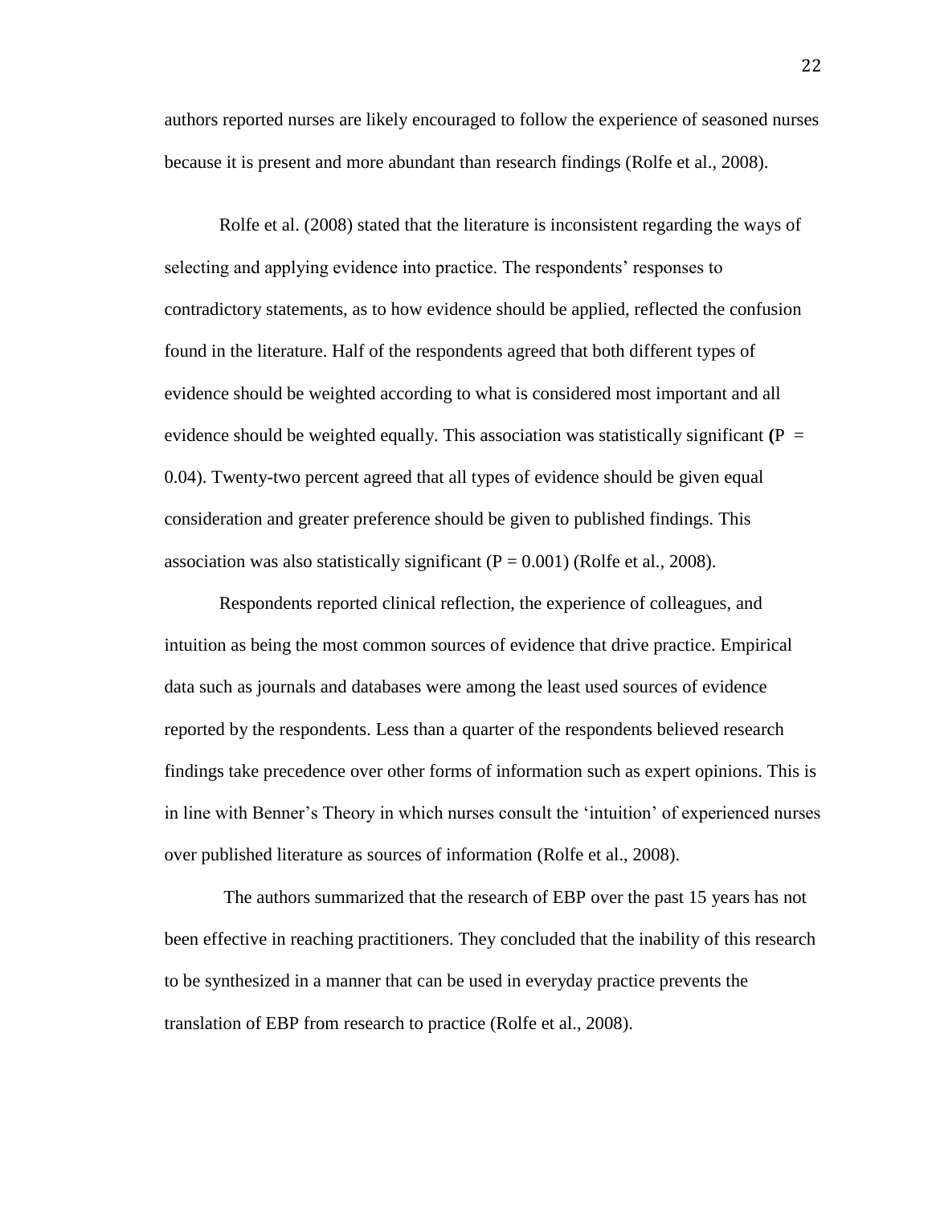authors reported nurses are likely encouraged to follow the experience of seasoned nurses because it is present and more abundant than research findings (Rolfe et al., 2008).

Rolfe et al. (2008) stated that the literature is inconsistent regarding the ways of selecting and applying evidence into practice. The respondents' responses to contradictory statements, as to how evidence should be applied, reflected the confusion found in the literature. Half of the respondents agreed that both different types of evidence should be weighted according to what is considered most important and all evidence should be weighted equally. This association was statistically significant ($P = 0.04$). Twenty-two percent agreed that all types of evidence should be given equal consideration and greater preference should be given to published findings. This association was also statistically significant ($P = 0.001$) (Rolfe et al., 2008).

Respondents reported clinical reflection, the experience of colleagues, and intuition as being the most common sources of evidence that drive practice. Empirical data such as journals and databases were among the least used sources of evidence reported by the respondents. Less than a quarter of the respondents believed research findings take precedence over other forms of information such as expert opinions. This is in line with Benner's Theory in which nurses consult the 'intuition' of experienced nurses over published literature as sources of information (Rolfe et al., 2008).

The authors summarized that the research of EBP over the past 15 years has not been effective in reaching practitioners. They concluded that the inability of this research to be synthesized in a manner that can be used in everyday practice prevents the translation of EBP from research to practice (Rolfe et al., 2008).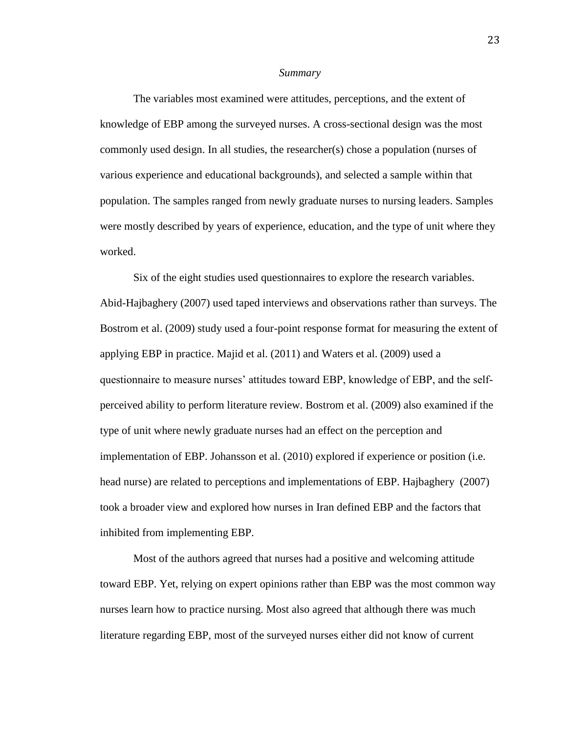*Summary*

The variables most examined were attitudes, perceptions, and the extent of knowledge of EBP among the surveyed nurses. A cross-sectional design was the most commonly used design. In all studies, the researcher(s) chose a population (nurses of various experience and educational backgrounds), and selected a sample within that population. The samples ranged from newly graduate nurses to nursing leaders. Samples were mostly described by years of experience, education, and the type of unit where they worked.

Six of the eight studies used questionnaires to explore the research variables. Abid-Hajbaghery (2007) used taped interviews and observations rather than surveys. The Bostrom et al. (2009) study used a four-point response format for measuring the extent of applying EBP in practice. Majid et al. (2011) and Waters et al. (2009) used a questionnaire to measure nurses' attitudes toward EBP, knowledge of EBP, and the self-perceived ability to perform literature review. Bostrom et al. (2009) also examined if the type of unit where newly graduate nurses had an effect on the perception and implementation of EBP. Johansson et al. (2010) explored if experience or position (i.e. head nurse) are related to perceptions and implementations of EBP. Hajbaghery (2007) took a broader view and explored how nurses in Iran defined EBP and the factors that inhibited from implementing EBP.

Most of the authors agreed that nurses had a positive and welcoming attitude toward EBP. Yet, relying on expert opinions rather than EBP was the most common way nurses learn how to practice nursing. Most also agreed that although there was much literature regarding EBP, most of the surveyed nurses either did not know of current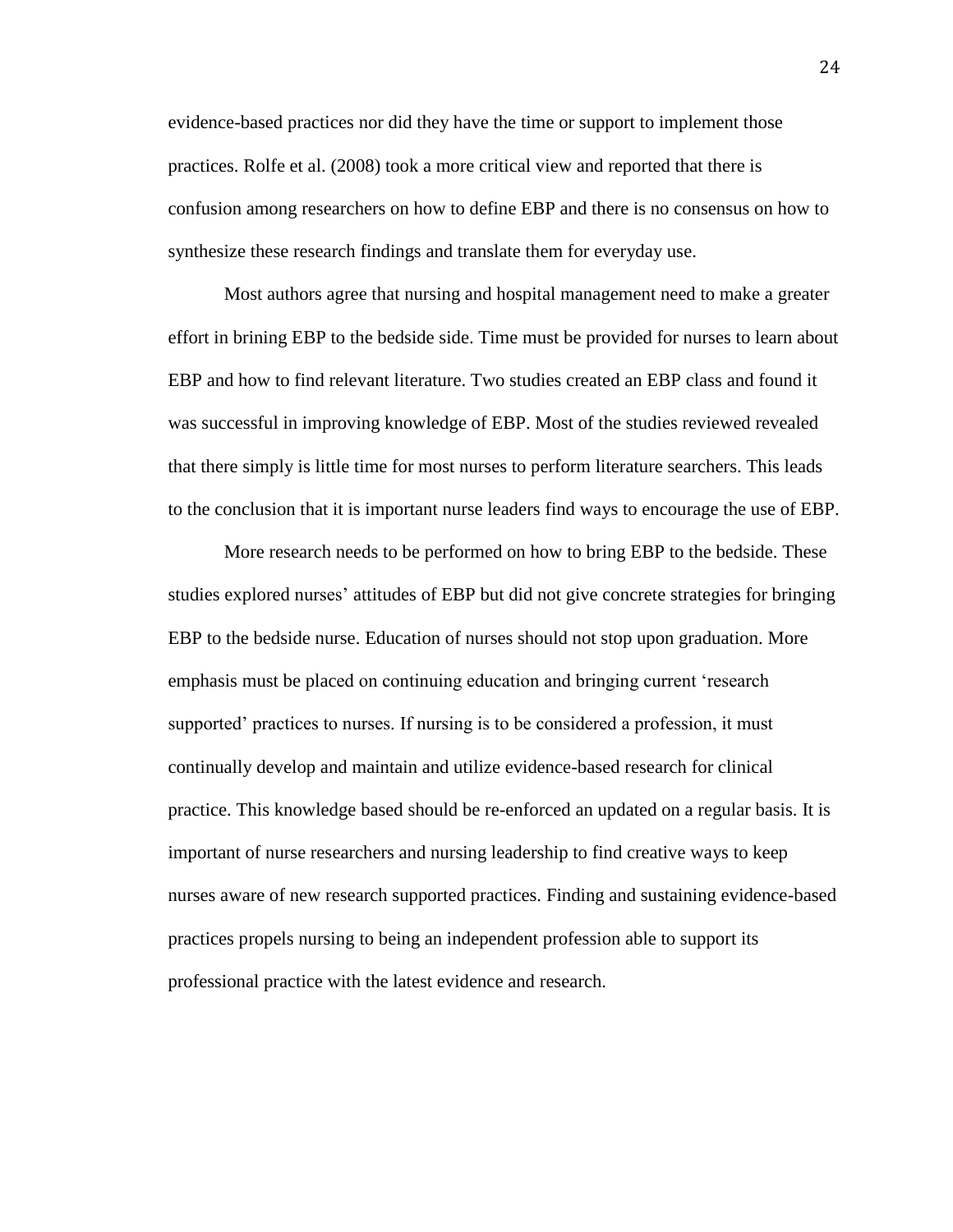evidence-based practices nor did they have the time or support to implement those practices. Rolfe et al. (2008) took a more critical view and reported that there is confusion among researchers on how to define EBP and there is no consensus on how to synthesize these research findings and translate them for everyday use.

Most authors agree that nursing and hospital management need to make a greater effort in brining EBP to the bedside side. Time must be provided for nurses to learn about EBP and how to find relevant literature. Two studies created an EBP class and found it was successful in improving knowledge of EBP. Most of the studies reviewed revealed that there simply is little time for most nurses to perform literature searchers. This leads to the conclusion that it is important nurse leaders find ways to encourage the use of EBP.

More research needs to be performed on how to bring EBP to the bedside. These studies explored nurses' attitudes of EBP but did not give concrete strategies for bringing EBP to the bedside nurse. Education of nurses should not stop upon graduation. More emphasis must be placed on continuing education and bringing current 'research supported' practices to nurses. If nursing is to be considered a profession, it must continually develop and maintain and utilize evidence-based research for clinical practice. This knowledge based should be re-enforced an updated on a regular basis. It is important of nurse researchers and nursing leadership to find creative ways to keep nurses aware of new research supported practices. Finding and sustaining evidence-based practices propels nursing to being an independent profession able to support its professional practice with the latest evidence and research.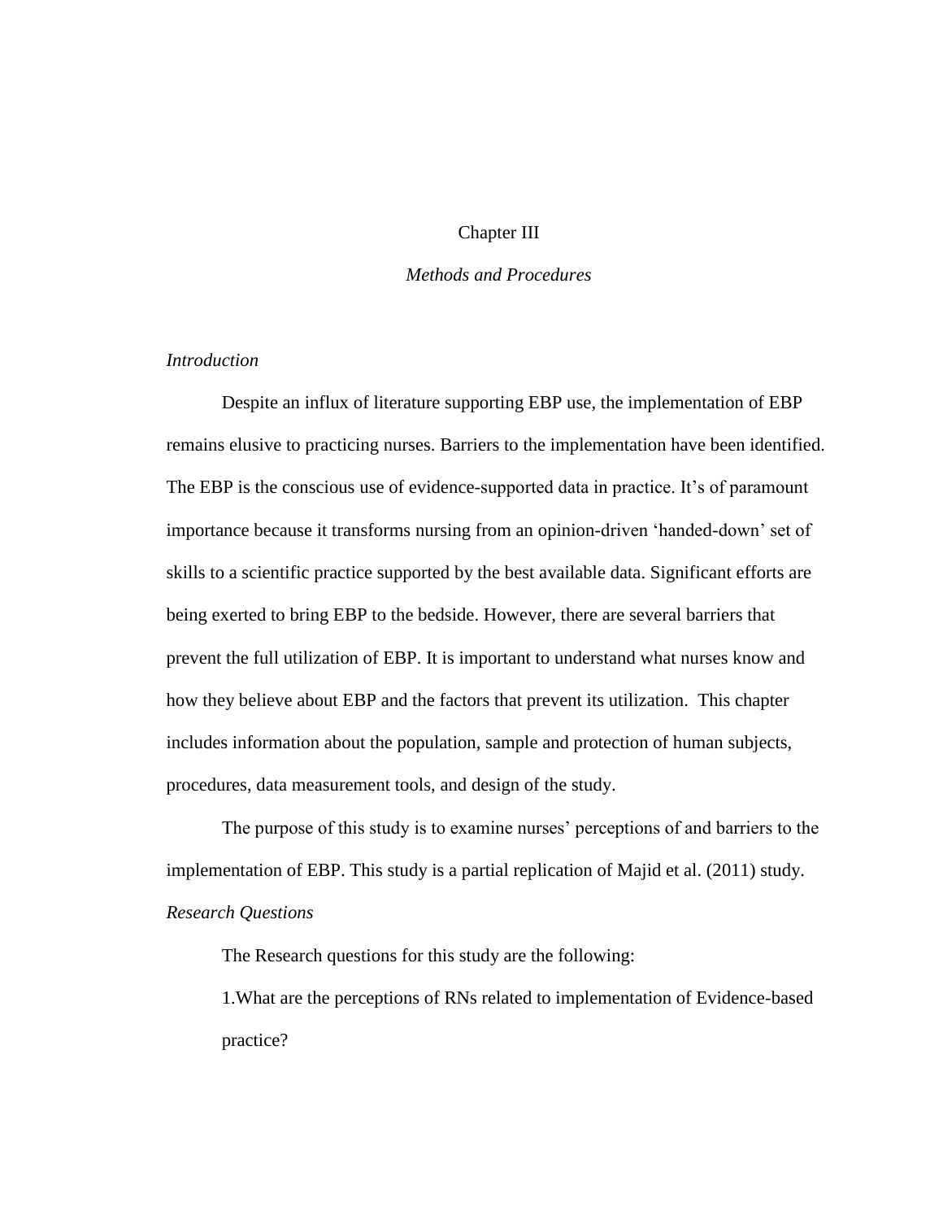# Chapter III

## *Methods and Procedures*

### *Introduction*

Despite an influx of literature supporting EBP use, the implementation of EBP remains elusive to practicing nurses. Barriers to the implementation have been identified. The EBP is the conscious use of evidence-supported data in practice. It's of paramount importance because it transforms nursing from an opinion-driven 'handed-down' set of skills to a scientific practice supported by the best available data. Significant efforts are being exerted to bring EBP to the bedside. However, there are several barriers that prevent the full utilization of EBP. It is important to understand what nurses know and how they believe about EBP and the factors that prevent its utilization. This chapter includes information about the population, sample and protection of human subjects, procedures, data measurement tools, and design of the study.

The purpose of this study is to examine nurses' perceptions of and barriers to the implementation of EBP. This study is a partial replication of Majid et al. (2011) study.

### *Research Questions*

The Research questions for this study are the following:

1.What are the perceptions of RNs related to implementation of Evidence-based practice?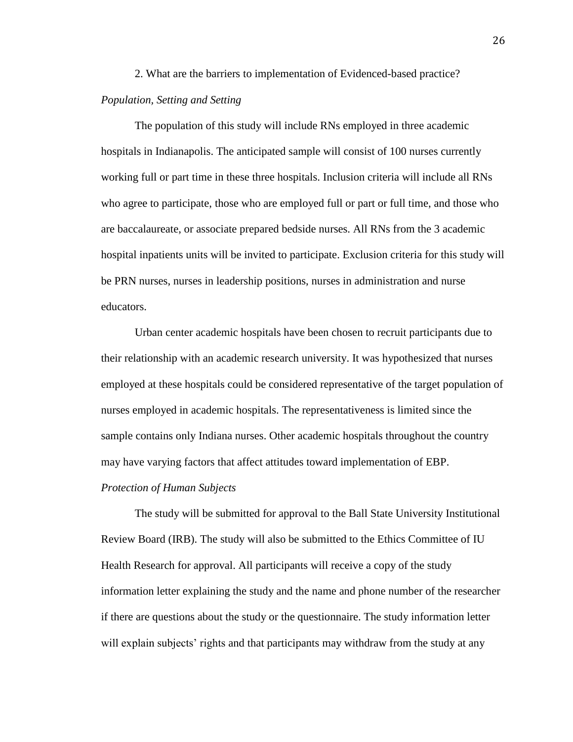2. What are the barriers to implementation of Evidenced-based practice?

*Population, Setting and Setting*

The population of this study will include RNs employed in three academic hospitals in Indianapolis. The anticipated sample will consist of 100 nurses currently working full or part time in these three hospitals. Inclusion criteria will include all RNs who agree to participate, those who are employed full or part or full time, and those who are baccalaureate, or associate prepared bedside nurses. All RNs from the 3 academic hospital inpatients units will be invited to participate. Exclusion criteria for this study will be PRN nurses, nurses in leadership positions, nurses in administration and nurse educators.

Urban center academic hospitals have been chosen to recruit participants due to their relationship with an academic research university. It was hypothesized that nurses employed at these hospitals could be considered representative of the target population of nurses employed in academic hospitals. The representativeness is limited since the sample contains only Indiana nurses. Other academic hospitals throughout the country may have varying factors that affect attitudes toward implementation of EBP.

*Protection of Human Subjects*

The study will be submitted for approval to the Ball State University Institutional Review Board (IRB). The study will also be submitted to the Ethics Committee of IU Health Research for approval. All participants will receive a copy of the study information letter explaining the study and the name and phone number of the researcher if there are questions about the study or the questionnaire. The study information letter will explain subjects' rights and that participants may withdraw from the study at any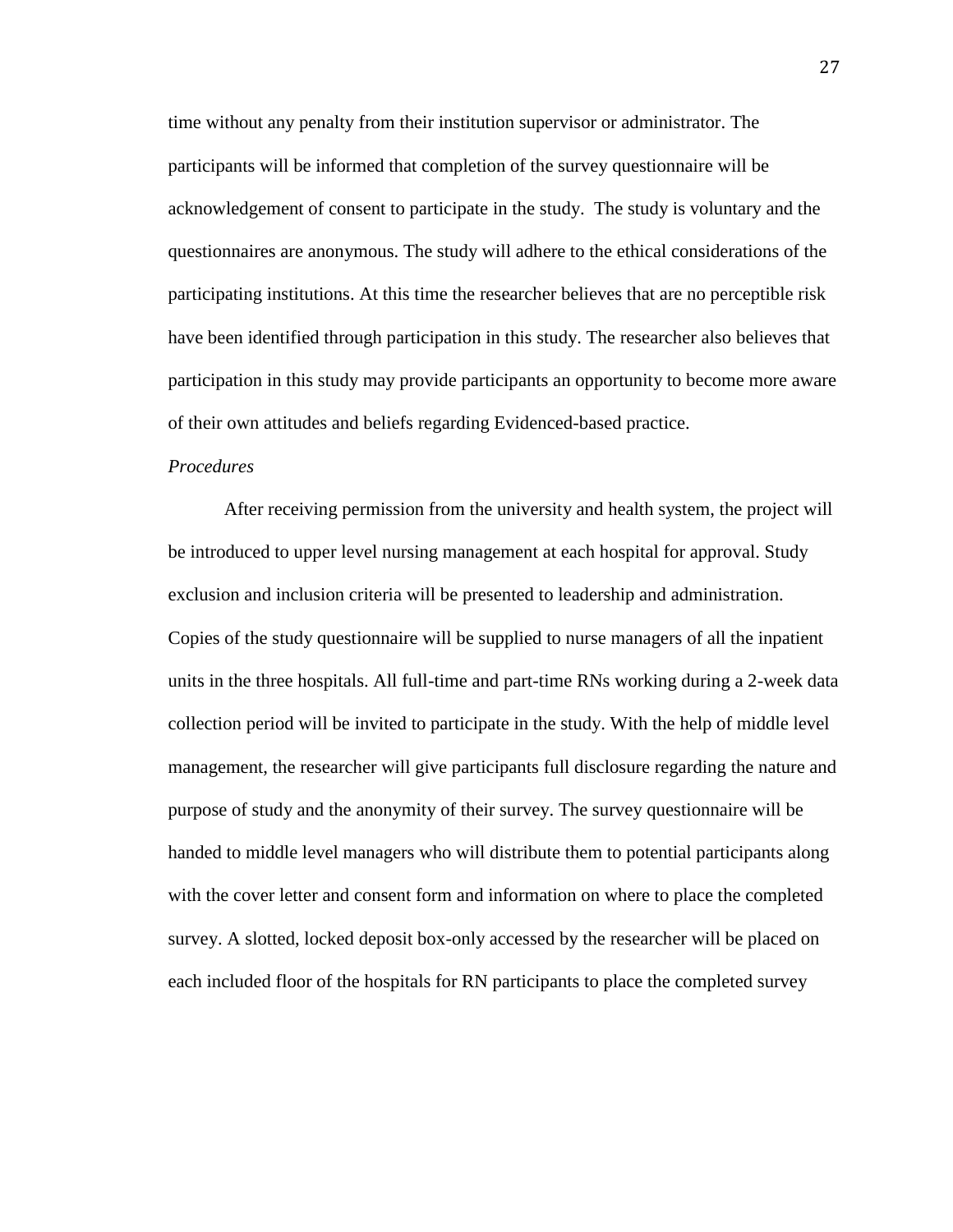time without any penalty from their institution supervisor or administrator. The participants will be informed that completion of the survey questionnaire will be acknowledgement of consent to participate in the study. The study is voluntary and the questionnaires are anonymous. The study will adhere to the ethical considerations of the participating institutions. At this time the researcher believes that are no perceptible risk have been identified through participation in this study. The researcher also believes that participation in this study may provide participants an opportunity to become more aware of their own attitudes and beliefs regarding Evidenced-based practice.

*Procedures*

After receiving permission from the university and health system, the project will be introduced to upper level nursing management at each hospital for approval. Study exclusion and inclusion criteria will be presented to leadership and administration. Copies of the study questionnaire will be supplied to nurse managers of all the inpatient units in the three hospitals. All full-time and part-time RNs working during a 2-week data collection period will be invited to participate in the study. With the help of middle level management, the researcher will give participants full disclosure regarding the nature and purpose of study and the anonymity of their survey. The survey questionnaire will be handed to middle level managers who will distribute them to potential participants along with the cover letter and consent form and information on where to place the completed survey. A slotted, locked deposit box-only accessed by the researcher will be placed on each included floor of the hospitals for RN participants to place the completed survey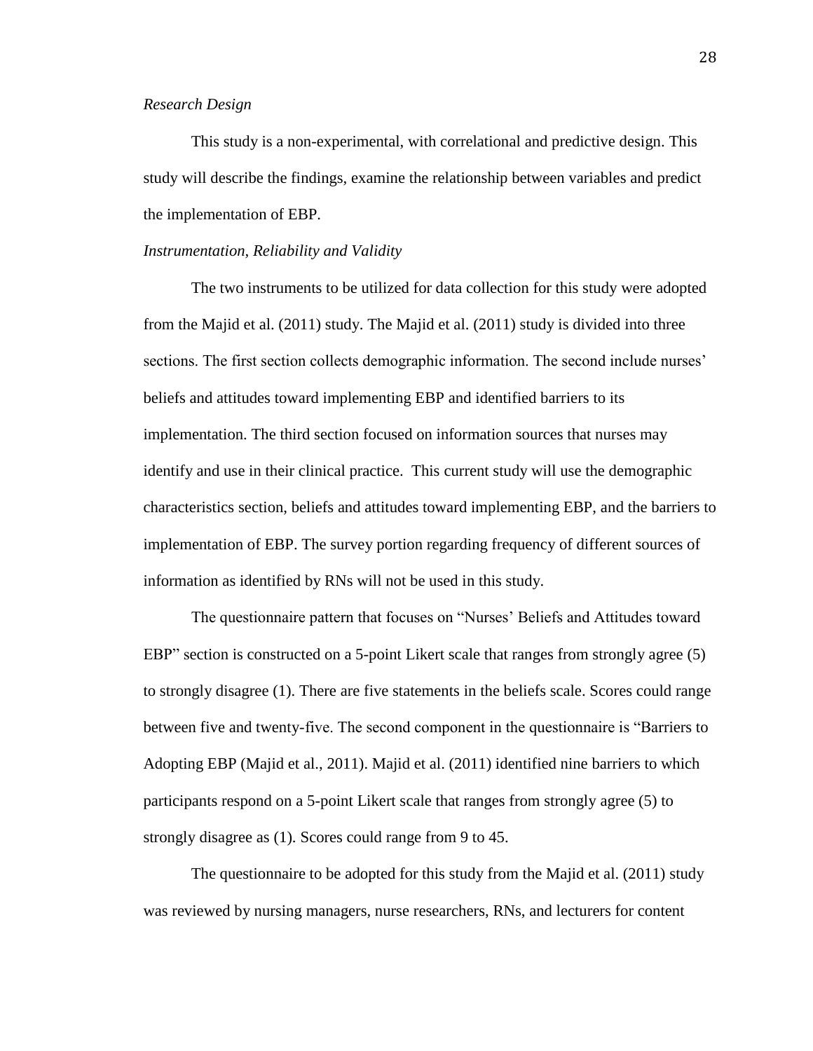*Research Design*

This study is a non-experimental, with correlational and predictive design. This study will describe the findings, examine the relationship between variables and predict the implementation of EBP.

*Instrumentation, Reliability and Validity*

The two instruments to be utilized for data collection for this study were adopted from the Majid et al. (2011) study. The Majid et al. (2011) study is divided into three sections. The first section collects demographic information. The second include nurses' beliefs and attitudes toward implementing EBP and identified barriers to its implementation. The third section focused on information sources that nurses may identify and use in their clinical practice.  This current study will use the demographic characteristics section, beliefs and attitudes toward implementing EBP, and the barriers to implementation of EBP. The survey portion regarding frequency of different sources of information as identified by RNs will not be used in this study.

The questionnaire pattern that focuses on "Nurses' Beliefs and Attitudes toward EBP" section is constructed on a 5-point Likert scale that ranges from strongly agree (5) to strongly disagree (1). There are five statements in the beliefs scale. Scores could range between five and twenty-five. The second component in the questionnaire is "Barriers to Adopting EBP (Majid et al., 2011). Majid et al. (2011) identified nine barriers to which participants respond on a 5-point Likert scale that ranges from strongly agree (5) to strongly disagree as (1). Scores could range from 9 to 45.

The questionnaire to be adopted for this study from the Majid et al. (2011) study was reviewed by nursing managers, nurse researchers, RNs, and lecturers for content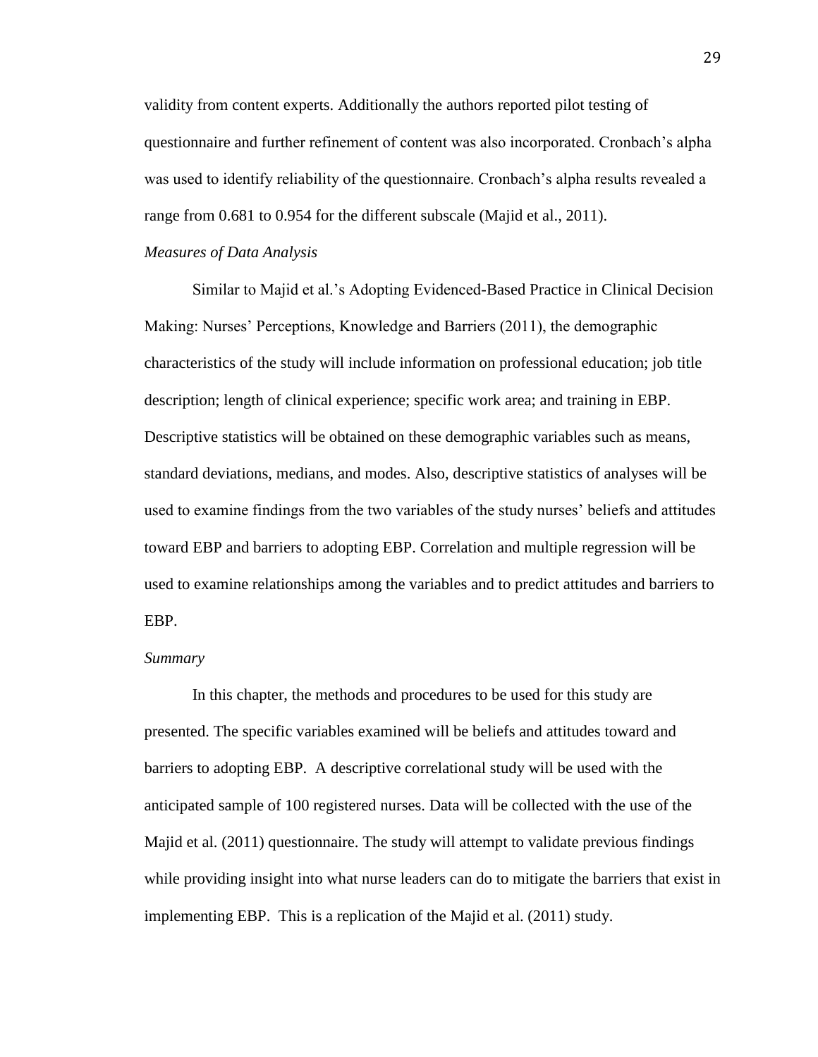validity from content experts. Additionally the authors reported pilot testing of questionnaire and further refinement of content was also incorporated. Cronbach's alpha was used to identify reliability of the questionnaire. Cronbach's alpha results revealed a range from 0.681 to 0.954 for the different subscale (Majid et al., 2011).

*Measures of Data Analysis*

Similar to Majid et al.'s Adopting Evidenced-Based Practice in Clinical Decision Making: Nurses' Perceptions, Knowledge and Barriers (2011), the demographic characteristics of the study will include information on professional education; job title description; length of clinical experience; specific work area; and training in EBP. Descriptive statistics will be obtained on these demographic variables such as means, standard deviations, medians, and modes. Also, descriptive statistics of analyses will be used to examine findings from the two variables of the study nurses' beliefs and attitudes toward EBP and barriers to adopting EBP. Correlation and multiple regression will be used to examine relationships among the variables and to predict attitudes and barriers to EBP.

*Summary*

In this chapter, the methods and procedures to be used for this study are presented. The specific variables examined will be beliefs and attitudes toward and barriers to adopting EBP. A descriptive correlational study will be used with the anticipated sample of 100 registered nurses. Data will be collected with the use of the Majid et al. (2011) questionnaire. The study will attempt to validate previous findings while providing insight into what nurse leaders can do to mitigate the barriers that exist in implementing EBP. This is a replication of the Majid et al. (2011) study.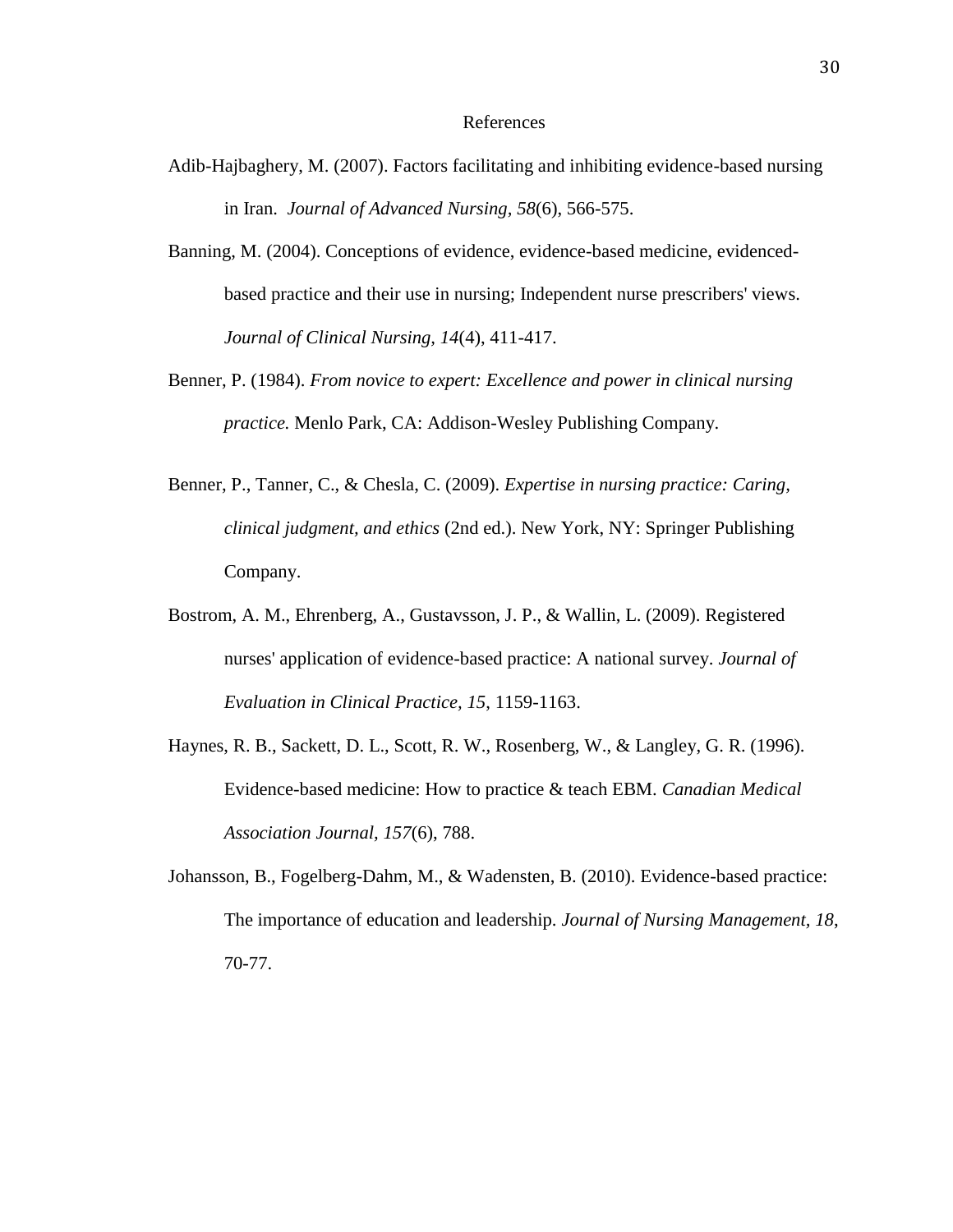# References

Adib-Hajbaghery, M. (2007). Factors facilitating and inhibiting evidence-based nursing in Iran. *Journal of Advanced Nursing*, *58*(6), 566-575.

Banning, M. (2004). Conceptions of evidence, evidence-based medicine, evidenced-based practice and their use in nursing; Independent nurse prescribers' views. *Journal of Clinical Nursing, 14*(4), 411-417.

Benner, P. (1984). *From novice to expert: Excellence and power in clinical nursing practice.* Menlo Park, CA: Addison-Wesley Publishing Company.

Benner, P., Tanner, C., & Chesla, C. (2009). *Expertise in nursing practice: Caring, clinical judgment, and ethics* (2nd ed.). New York, NY: Springer Publishing Company.

Bostrom, A. M., Ehrenberg, A., Gustavsson, J. P., & Wallin, L. (2009). Registered nurses' application of evidence-based practice: A national survey. *Journal of Evaluation in Clinical Practice, 15*, 1159-1163.

Haynes, R. B., Sackett, D. L., Scott, R. W., Rosenberg, W., & Langley, G. R. (1996). Evidence-based medicine: How to practice & teach EBM. *Canadian Medical Association Journal, 157*(6), 788.

Johansson, B., Fogelberg-Dahm, M., & Wadensten, B. (2010). Evidence-based practice: The importance of education and leadership. *Journal of Nursing Management, 18*, 70-77.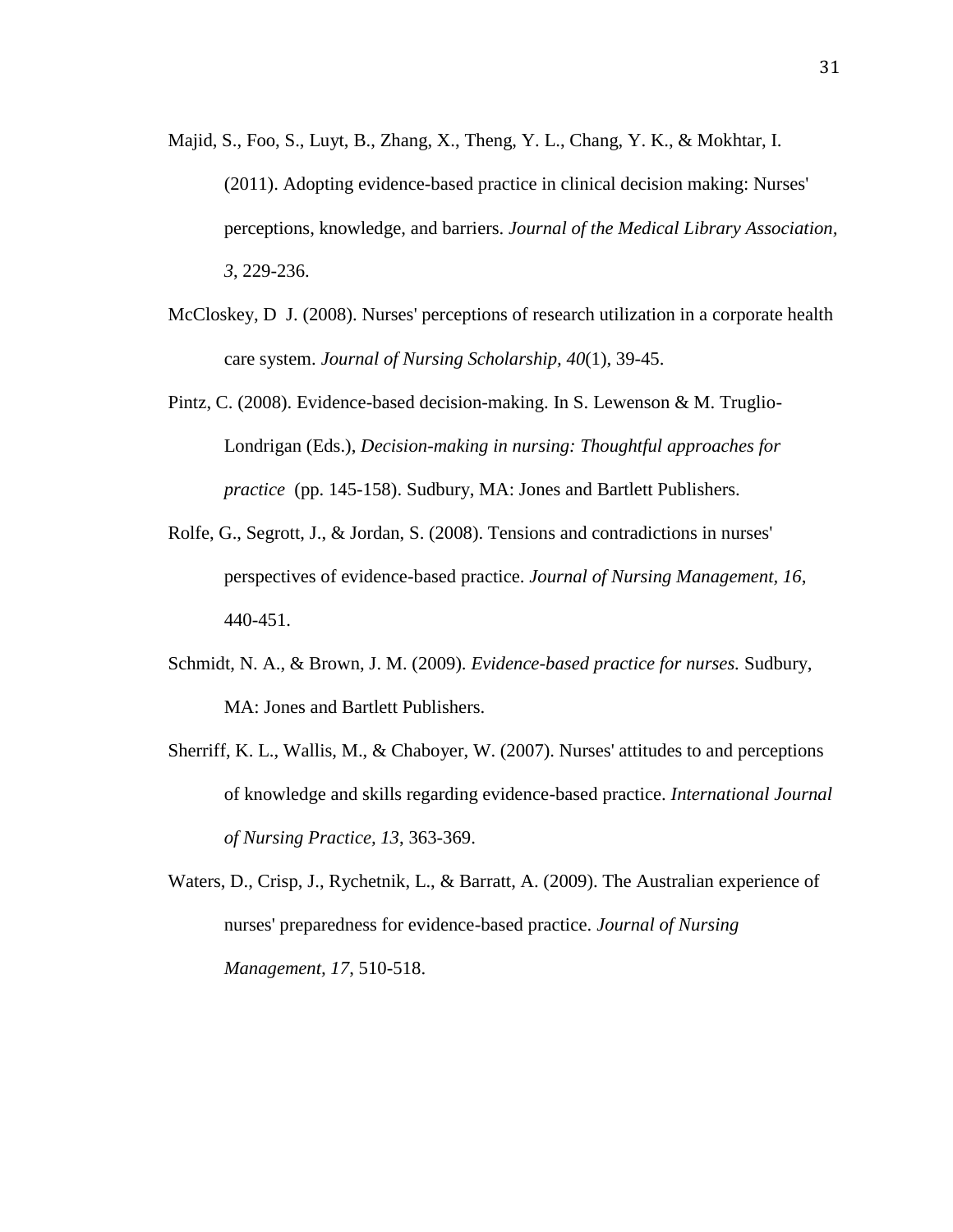Majid, S., Foo, S., Luyt, B., Zhang, X., Theng, Y. L., Chang, Y. K., & Mokhtar, I. (2011). Adopting evidence-based practice in clinical decision making: Nurses' perceptions, knowledge, and barriers. *Journal of the Medical Library Association, 3*, 229-236.

McCloskey, D J. (2008). Nurses' perceptions of research utilization in a corporate health care system. *Journal of Nursing Scholarship, 40*(1), 39-45.

Pintz, C. (2008). Evidence-based decision-making. In S. Lewenson & M. Truglio-Londrigan (Eds.), *Decision-making in nursing: Thoughtful approaches for practice* (pp. 145-158). Sudbury, MA: Jones and Bartlett Publishers.

Rolfe, G., Segrott, J., & Jordan, S. (2008). Tensions and contradictions in nurses' perspectives of evidence-based practice. *Journal of Nursing Management*, *16*, 440-451.

Schmidt, N. A., & Brown, J. M. (2009). *Evidence-based practice for nurses.* Sudbury, MA: Jones and Bartlett Publishers.

Sherriff, K. L., Wallis, M., & Chaboyer, W. (2007). Nurses' attitudes to and perceptions of knowledge and skills regarding evidence-based practice. *International Journal of Nursing Practice, 13*, 363-369.

Waters, D., Crisp, J., Rychetnik, L., & Barratt, A. (2009). The Australian experience of nurses' preparedness for evidence-based practice. *Journal of Nursing Management*, *17*, 510-518.